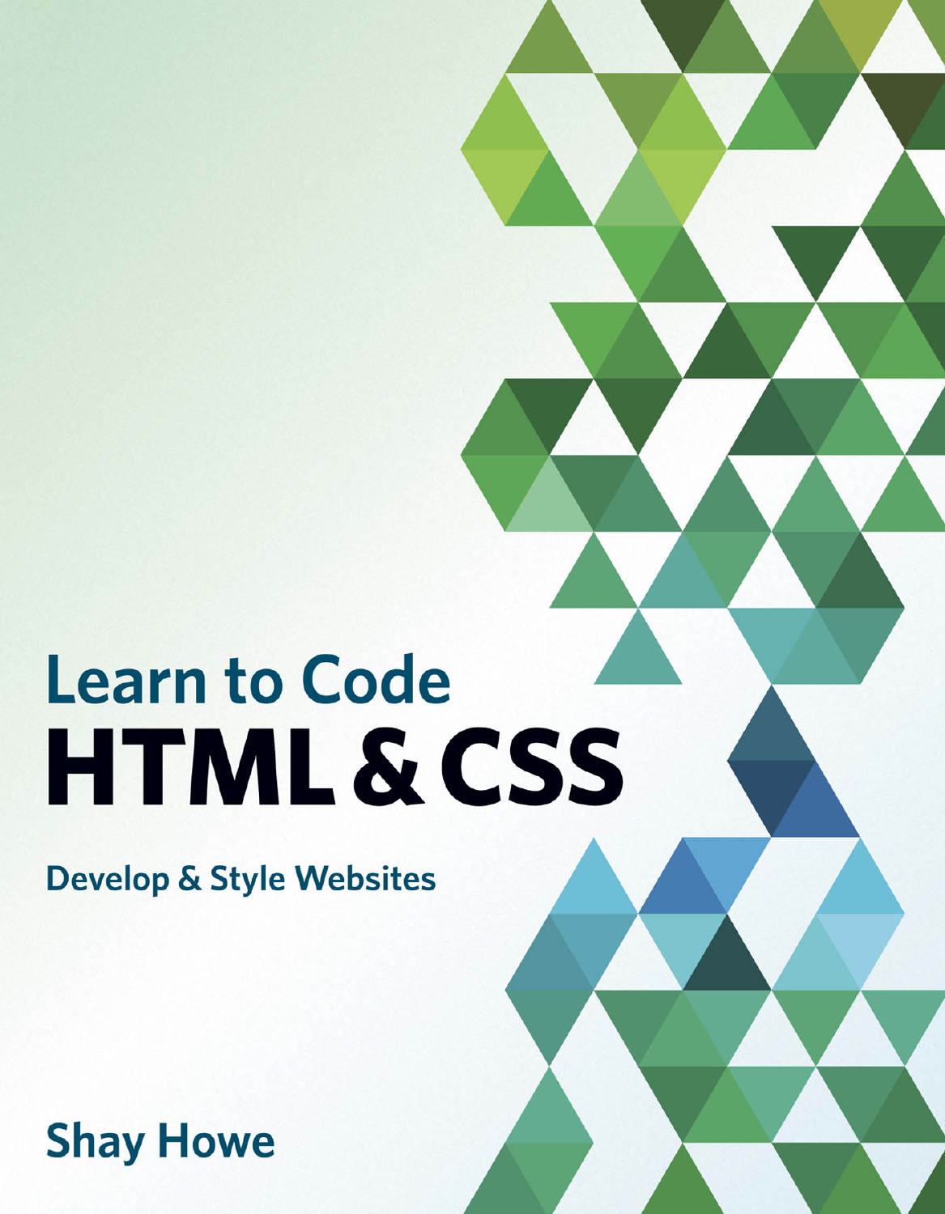# Learn to Code
# HTML & CSS

## Develop & Style Websites

**Shay Howe**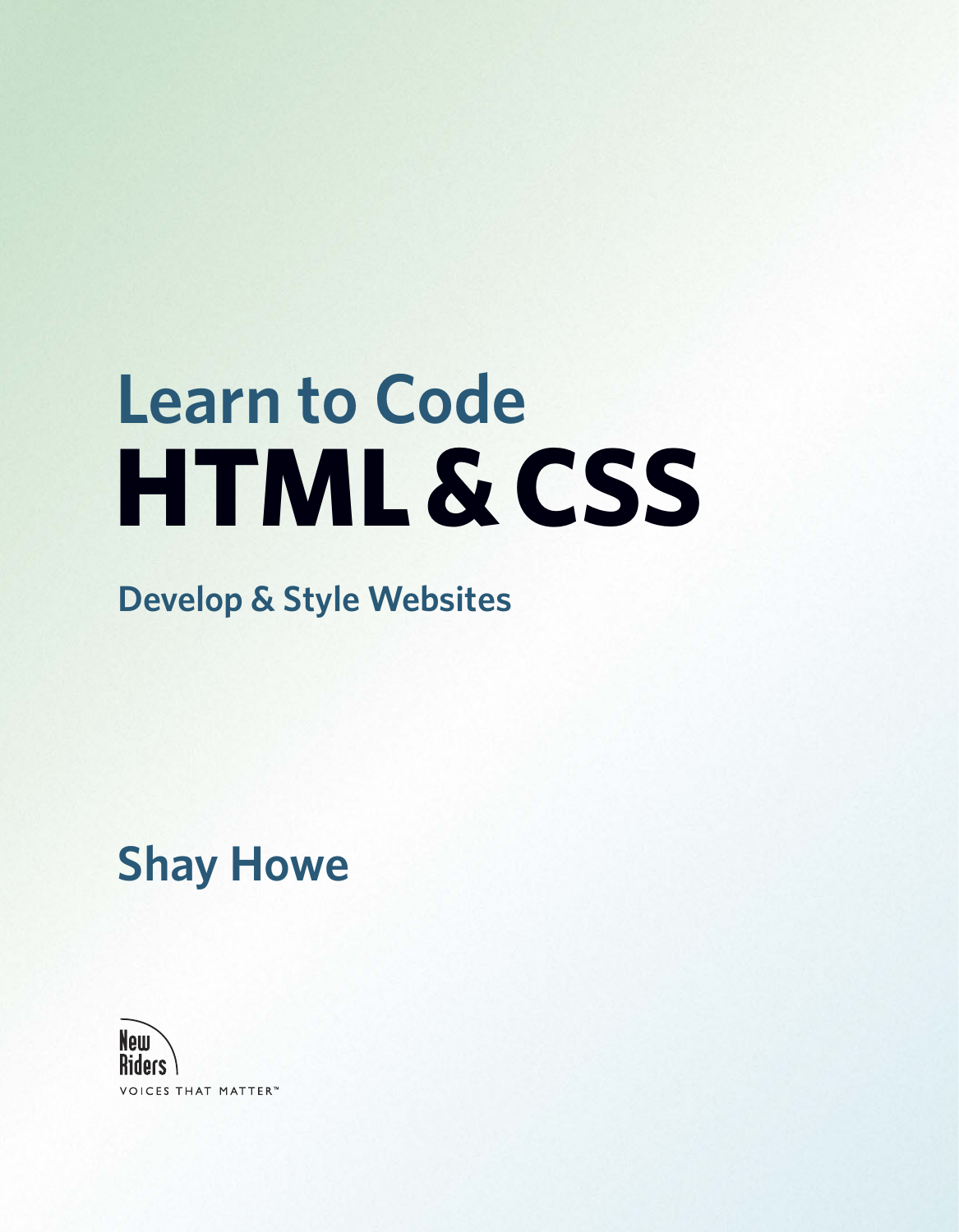# Learn to Code HTML & CSS

## Develop & Style Websites

## Shay Howe

New Riders

VOICES THAT MATTER™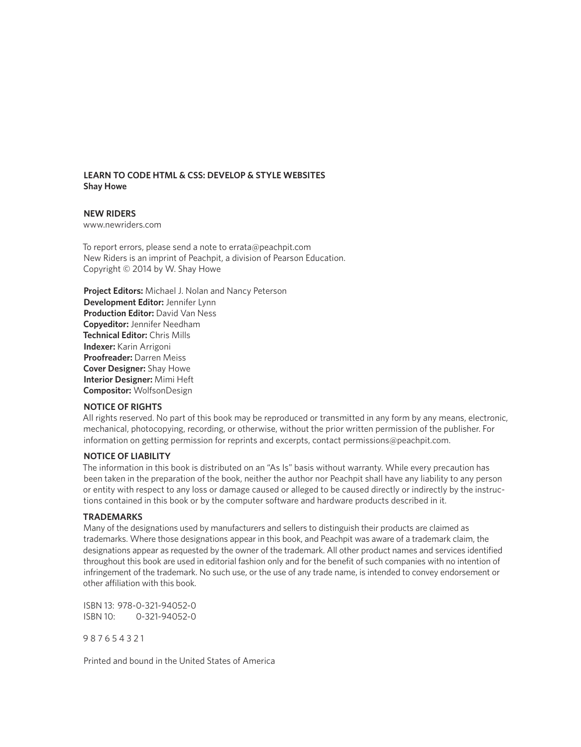**LEARN TO CODE HTML & CSS: DEVELOP & STYLE WEBSITES**
**Shay Howe**

**NEW RIDERS**
www.newriders.com

To report errors, please send a note to errata@peachpit.com
New Riders is an imprint of Peachpit, a division of Pearson Education.
Copyright © 2014 by W. Shay Howe

**Project Editors:** Michael J. Nolan and Nancy Peterson
**Development Editor:** Jennifer Lynn
**Production Editor:** David Van Ness
**Copyeditor:** Jennifer Needham
**Technical Editor:** Chris Mills
**Indexer:** Karin Arrigoni
**Proofreader:** Darren Meiss
**Cover Designer:** Shay Howe
**Interior Designer:** Mimi Heft
**Compositor:** WolfsonDesign

**NOTICE OF RIGHTS**

All rights reserved. No part of this book may be reproduced or transmitted in any form by any means, electronic, mechanical, photocopying, recording, or otherwise, without the prior written permission of the publisher. For information on getting permission for reprints and excerpts, contact permissions@peachpit.com.

**NOTICE OF LIABILITY**

The information in this book is distributed on an "As Is" basis without warranty. While every precaution has been taken in the preparation of the book, neither the author nor Peachpit shall have any liability to any person or entity with respect to any loss or damage caused or alleged to be caused directly or indirectly by the instructions contained in this book or by the computer software and hardware products described in it.

**TRADEMARKS**

Many of the designations used by manufacturers and sellers to distinguish their products are claimed as trademarks. Where those designations appear in this book, and Peachpit was aware of a trademark claim, the designations appear as requested by the owner of the trademark. All other product names and services identified throughout this book are used in editorial fashion only and for the benefit of such companies with no intention of infringement of the trademark. No such use, or the use of any trade name, is intended to convey endorsement or other affiliation with this book.

ISBN 13: 978-0-321-94052-0
ISBN 10: 0-321-94052-0

9 8 7 6 5 4 3 2 1

Printed and bound in the United States of America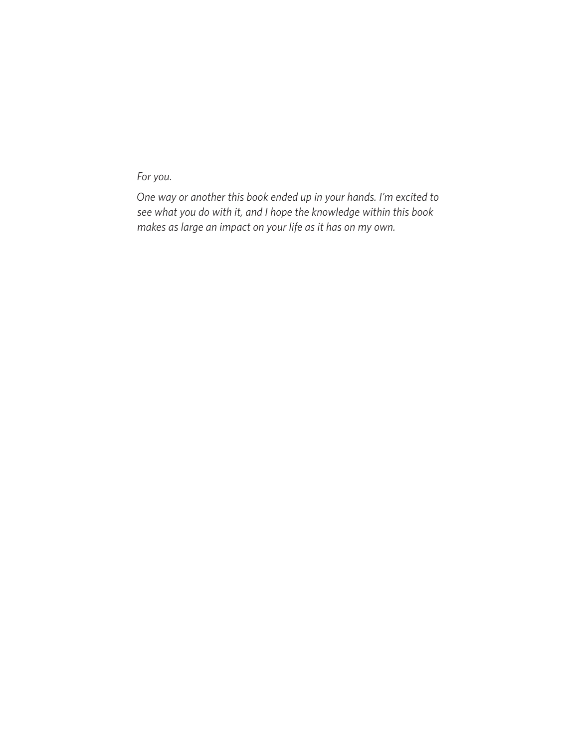*For you.*

*One way or another this book ended up in your hands. I'm excited to see what you do with it, and I hope the knowledge within this book makes as large an impact on your life as it has on my own.*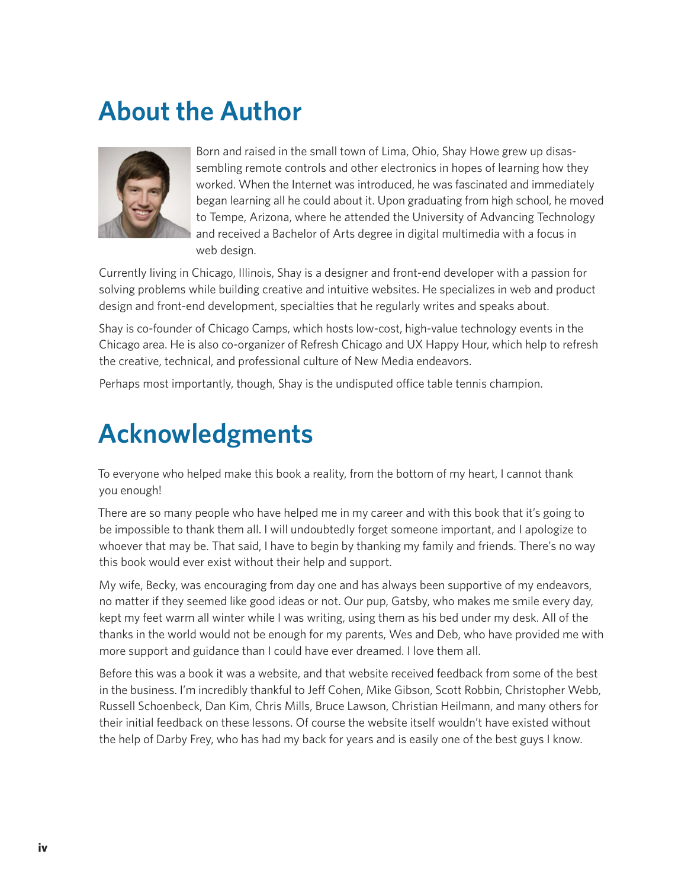# About the Author

Born and raised in the small town of Lima, Ohio, Shay Howe grew up disassembling remote controls and other electronics in hopes of learning how they worked. When the Internet was introduced, he was fascinated and immediately began learning all he could about it. Upon graduating from high school, he moved to Tempe, Arizona, where he attended the University of Advancing Technology and received a Bachelor of Arts degree in digital multimedia with a focus in web design.

Currently living in Chicago, Illinois, Shay is a designer and front-end developer with a passion for solving problems while building creative and intuitive websites. He specializes in web and product design and front-end development, specialties that he regularly writes and speaks about.

Shay is co-founder of Chicago Camps, which hosts low-cost, high-value technology events in the Chicago area. He is also co-organizer of Refresh Chicago and UX Happy Hour, which help to refresh the creative, technical, and professional culture of New Media endeavors.

Perhaps most importantly, though, Shay is the undisputed office table tennis champion.

# Acknowledgments

To everyone who helped make this book a reality, from the bottom of my heart, I cannot thank you enough!

There are so many people who have helped me in my career and with this book that it's going to be impossible to thank them all. I will undoubtedly forget someone important, and I apologize to whoever that may be. That said, I have to begin by thanking my family and friends. There's no way this book would ever exist without their help and support.

My wife, Becky, was encouraging from day one and has always been supportive of my endeavors, no matter if they seemed like good ideas or not. Our pup, Gatsby, who makes me smile every day, kept my feet warm all winter while I was writing, using them as his bed under my desk. All of the thanks in the world would not be enough for my parents, Wes and Deb, who have provided me with more support and guidance than I could have ever dreamed. I love them all.

Before this was a book it was a website, and that website received feedback from some of the best in the business. I'm incredibly thankful to Jeff Cohen, Mike Gibson, Scott Robbin, Christopher Webb, Russell Schoenbeck, Dan Kim, Chris Mills, Bruce Lawson, Christian Heilmann, and many others for their initial feedback on these lessons. Of course the website itself wouldn't have existed without the help of Darby Frey, who has had my back for years and is easily one of the best guys I know.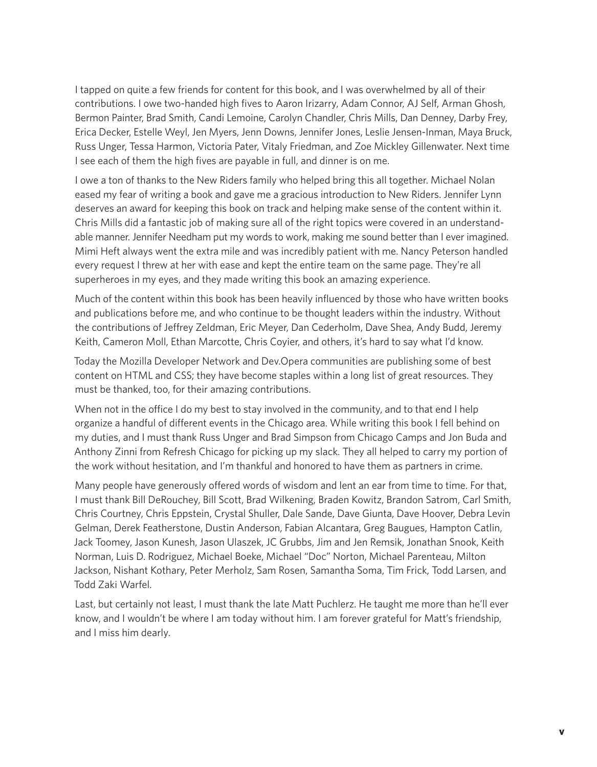I tapped on quite a few friends for content for this book, and I was overwhelmed by all of their contributions. I owe two-handed high fives to Aaron Irizarry, Adam Connor, AJ Self, Arman Ghosh, Bermon Painter, Brad Smith, Candi Lemoine, Carolyn Chandler, Chris Mills, Dan Denney, Darby Frey, Erica Decker, Estelle Weyl, Jen Myers, Jenn Downs, Jennifer Jones, Leslie Jensen-Inman, Maya Bruck, Russ Unger, Tessa Harmon, Victoria Pater, Vitaly Friedman, and Zoe Mickley Gillenwater. Next time I see each of them the high fives are payable in full, and dinner is on me.

I owe a ton of thanks to the New Riders family who helped bring this all together. Michael Nolan eased my fear of writing a book and gave me a gracious introduction to New Riders. Jennifer Lynn deserves an award for keeping this book on track and helping make sense of the content within it. Chris Mills did a fantastic job of making sure all of the right topics were covered in an understandable manner. Jennifer Needham put my words to work, making me sound better than I ever imagined. Mimi Heft always went the extra mile and was incredibly patient with me. Nancy Peterson handled every request I threw at her with ease and kept the entire team on the same page. They're all superheroes in my eyes, and they made writing this book an amazing experience.

Much of the content within this book has been heavily influenced by those who have written books and publications before me, and who continue to be thought leaders within the industry. Without the contributions of Jeffrey Zeldman, Eric Meyer, Dan Cederholm, Dave Shea, Andy Budd, Jeremy Keith, Cameron Moll, Ethan Marcotte, Chris Coyier, and others, it's hard to say what I'd know.

Today the Mozilla Developer Network and Dev.Opera communities are publishing some of best content on HTML and CSS; they have become staples within a long list of great resources. They must be thanked, too, for their amazing contributions.

When not in the office I do my best to stay involved in the community, and to that end I help organize a handful of different events in the Chicago area. While writing this book I fell behind on my duties, and I must thank Russ Unger and Brad Simpson from Chicago Camps and Jon Buda and Anthony Zinni from Refresh Chicago for picking up my slack. They all helped to carry my portion of the work without hesitation, and I'm thankful and honored to have them as partners in crime.

Many people have generously offered words of wisdom and lent an ear from time to time. For that, I must thank Bill DeRouchey, Bill Scott, Brad Wilkening, Braden Kowitz, Brandon Satrom, Carl Smith, Chris Courtney, Chris Eppstein, Crystal Shuller, Dale Sande, Dave Giunta, Dave Hoover, Debra Levin Gelman, Derek Featherstone, Dustin Anderson, Fabian Alcantara, Greg Baugues, Hampton Catlin, Jack Toomey, Jason Kunesh, Jason Ulaszek, JC Grubbs, Jim and Jen Remsik, Jonathan Snook, Keith Norman, Luis D. Rodriguez, Michael Boeke, Michael "Doc" Norton, Michael Parenteau, Milton Jackson, Nishant Kothary, Peter Merholz, Sam Rosen, Samantha Soma, Tim Frick, Todd Larsen, and Todd Zaki Warfel.

Last, but certainly not least, I must thank the late Matt Puchlerz. He taught me more than he'll ever know, and I wouldn't be where I am today without him. I am forever grateful for Matt's friendship, and I miss him dearly.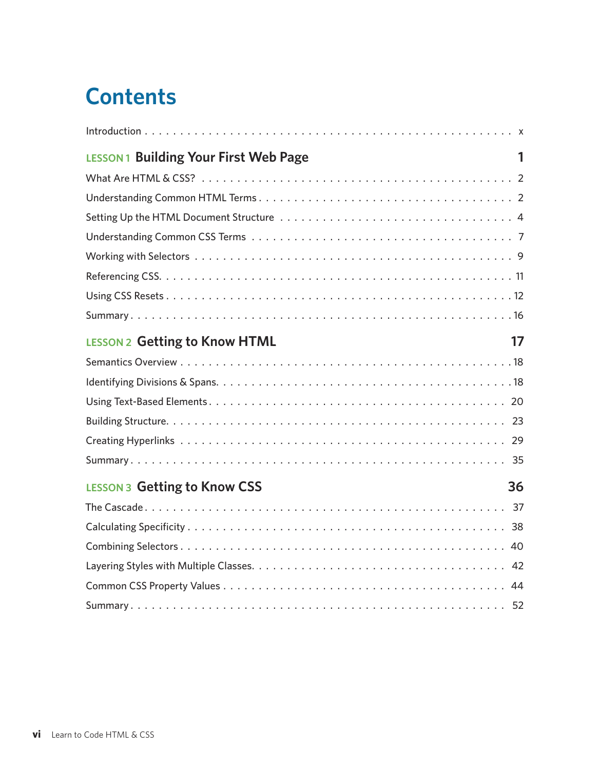# Contents

Introduction . . . . . . . . . . x

## LESSON 1 Building Your First Web Page — 1

What Are HTML & CSS? . . . . . . . . . . 2

Understanding Common HTML Terms . . . . . . . . . . 2

Setting Up the HTML Document Structure . . . . . . . . . . 4

Understanding Common CSS Terms . . . . . . . . . . 7

Working with Selectors . . . . . . . . . . 9

Referencing CSS . . . . . . . . . . 11

Using CSS Resets . . . . . . . . . . 12

Summary . . . . . . . . . . 16

## LESSON 2 Getting to Know HTML — 17

Semantics Overview . . . . . . . . . . 18

Identifying Divisions & Spans . . . . . . . . . . 18

Using Text-Based Elements . . . . . . . . . . 20

Building Structure . . . . . . . . . . 23

Creating Hyperlinks . . . . . . . . . . 29

Summary . . . . . . . . . . 35

## LESSON 3 Getting to Know CSS — 36

The Cascade . . . . . . . . . . 37

Calculating Specificity . . . . . . . . . . 38

Combining Selectors . . . . . . . . . . 40

Layering Styles with Multiple Classes . . . . . . . . . . 42

Common CSS Property Values . . . . . . . . . . 44

Summary . . . . . . . . . . 52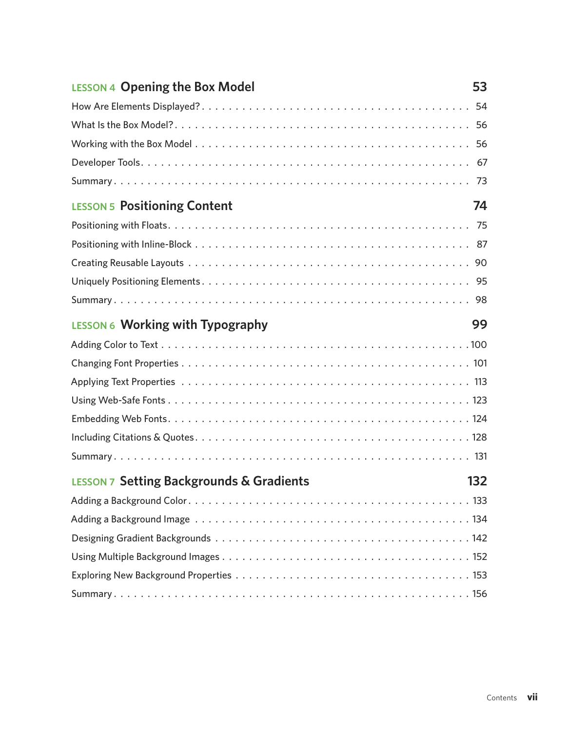## LESSON 4 Opening the Box Model — 53

How Are Elements Displayed? . . . . . . . . . . 54

What Is the Box Model? . . . . . . . . . . 56

Working with the Box Model . . . . . . . . . . 56

Developer Tools . . . . . . . . . . 67

Summary . . . . . . . . . . 73

## LESSON 5 Positioning Content — 74

Positioning with Floats . . . . . . . . . . 75

Positioning with Inline-Block . . . . . . . . . . 87

Creating Reusable Layouts . . . . . . . . . . 90

Uniquely Positioning Elements . . . . . . . . . . 95

Summary . . . . . . . . . . 98

## LESSON 6 Working with Typography — 99

Adding Color to Text . . . . . . . . . . 100

Changing Font Properties . . . . . . . . . . 101

Applying Text Properties . . . . . . . . . . 113

Using Web-Safe Fonts . . . . . . . . . . 123

Embedding Web Fonts . . . . . . . . . . 124

Including Citations & Quotes . . . . . . . . . . 128

Summary . . . . . . . . . . 131

## LESSON 7 Setting Backgrounds & Gradients — 132

Adding a Background Color . . . . . . . . . . 133

Adding a Background Image . . . . . . . . . . 134

Designing Gradient Backgrounds . . . . . . . . . . 142

Using Multiple Background Images . . . . . . . . . . 152

Exploring New Background Properties . . . . . . . . . . 153

Summary . . . . . . . . . . 156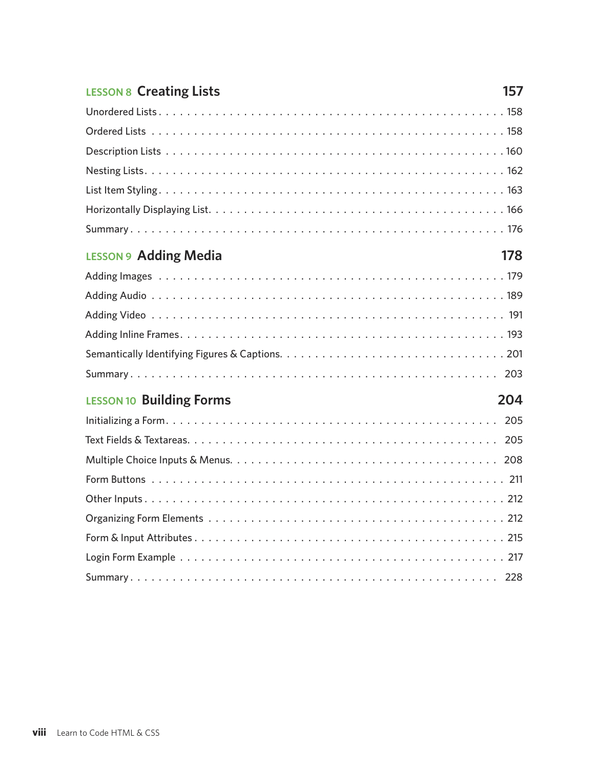## LESSON 8 Creating Lists — 157

Unordered Lists . . . . . . . . . . 158
Ordered Lists . . . . . . . . . . 158
Description Lists . . . . . . . . . . 160
Nesting Lists . . . . . . . . . . 162
List Item Styling . . . . . . . . . . 163
Horizontally Displaying List . . . . . . . . . . 166
Summary . . . . . . . . . . 176

## LESSON 9 Adding Media — 178

Adding Images . . . . . . . . . . 179
Adding Audio . . . . . . . . . . 189
Adding Video . . . . . . . . . . 191
Adding Inline Frames . . . . . . . . . . 193
Semantically Identifying Figures & Captions . . . . . . . . . . 201
Summary . . . . . . . . . . 203

## LESSON 10 Building Forms — 204

Initializing a Form . . . . . . . . . . 205
Text Fields & Textareas . . . . . . . . . . 205
Multiple Choice Inputs & Menus . . . . . . . . . . 208
Form Buttons . . . . . . . . . . 211
Other Inputs . . . . . . . . . . 212
Organizing Form Elements . . . . . . . . . . 212
Form & Input Attributes . . . . . . . . . . 215
Login Form Example . . . . . . . . . . 217
Summary . . . . . . . . . . 228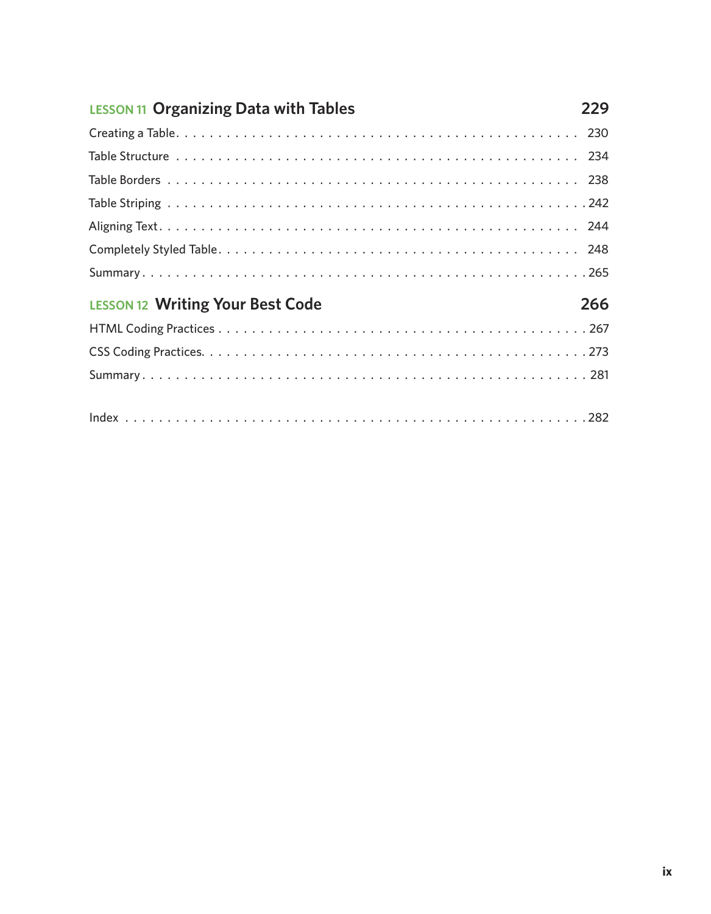## LESSON 11 Organizing Data with Tables 229

Creating a Table . . . . . . . . . . . . . . . . . . . . . . . . . . . . . . . . . . . . . . . . . . . . 230

Table Structure . . . . . . . . . . . . . . . . . . . . . . . . . . . . . . . . . . . . . . . . . . . . 234

Table Borders . . . . . . . . . . . . . . . . . . . . . . . . . . . . . . . . . . . . . . . . . . . . 238

Table Striping . . . . . . . . . . . . . . . . . . . . . . . . . . . . . . . . . . . . . . . . . . . . 242

Aligning Text . . . . . . . . . . . . . . . . . . . . . . . . . . . . . . . . . . . . . . . . . . . . 244

Completely Styled Table . . . . . . . . . . . . . . . . . . . . . . . . . . . . . . . . . . . . . 248

Summary . . . . . . . . . . . . . . . . . . . . . . . . . . . . . . . . . . . . . . . . . . . . 265

## LESSON 12 Writing Your Best Code 266

HTML Coding Practices . . . . . . . . . . . . . . . . . . . . . . . . . . . . . . . . . . . . . 267

CSS Coding Practices . . . . . . . . . . . . . . . . . . . . . . . . . . . . . . . . . . . . . . 273

Summary . . . . . . . . . . . . . . . . . . . . . . . . . . . . . . . . . . . . . . . . . . . . 281

Index . . . . . . . . . . . . . . . . . . . . . . . . . . . . . . . . . . . . . . . . . . . . 282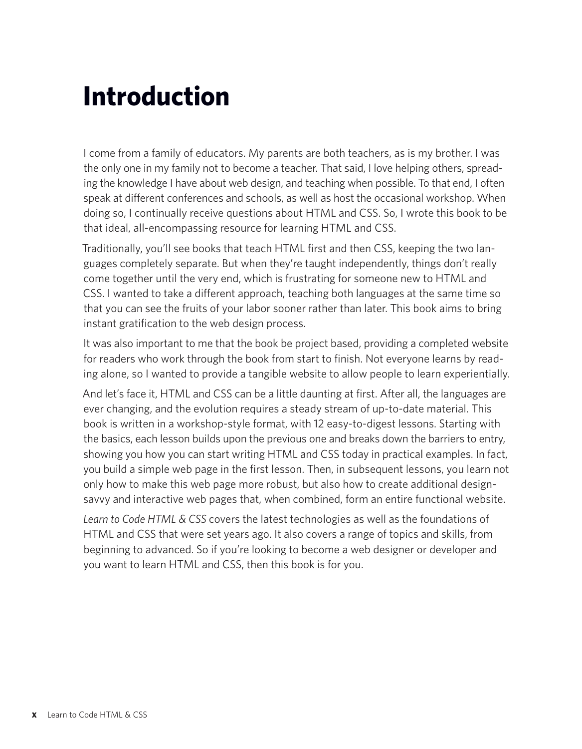# Introduction

I come from a family of educators. My parents are both teachers, as is my brother. I was the only one in my family not to become a teacher. That said, I love helping others, spreading the knowledge I have about web design, and teaching when possible. To that end, I often speak at different conferences and schools, as well as host the occasional workshop. When doing so, I continually receive questions about HTML and CSS. So, I wrote this book to be that ideal, all-encompassing resource for learning HTML and CSS.

Traditionally, you'll see books that teach HTML first and then CSS, keeping the two languages completely separate. But when they're taught independently, things don't really come together until the very end, which is frustrating for someone new to HTML and CSS. I wanted to take a different approach, teaching both languages at the same time so that you can see the fruits of your labor sooner rather than later. This book aims to bring instant gratification to the web design process.

It was also important to me that the book be project based, providing a completed website for readers who work through the book from start to finish. Not everyone learns by reading alone, so I wanted to provide a tangible website to allow people to learn experientially.

And let's face it, HTML and CSS can be a little daunting at first. After all, the languages are ever changing, and the evolution requires a steady stream of up-to-date material. This book is written in a workshop-style format, with 12 easy-to-digest lessons. Starting with the basics, each lesson builds upon the previous one and breaks down the barriers to entry, showing you how you can start writing HTML and CSS today in practical examples. In fact, you build a simple web page in the first lesson. Then, in subsequent lessons, you learn not only how to make this web page more robust, but also how to create additional design-savvy and interactive web pages that, when combined, form an entire functional website.

*Learn to Code HTML & CSS* covers the latest technologies as well as the foundations of HTML and CSS that were set years ago. It also covers a range of topics and skills, from beginning to advanced. So if you're looking to become a web designer or developer and you want to learn HTML and CSS, then this book is for you.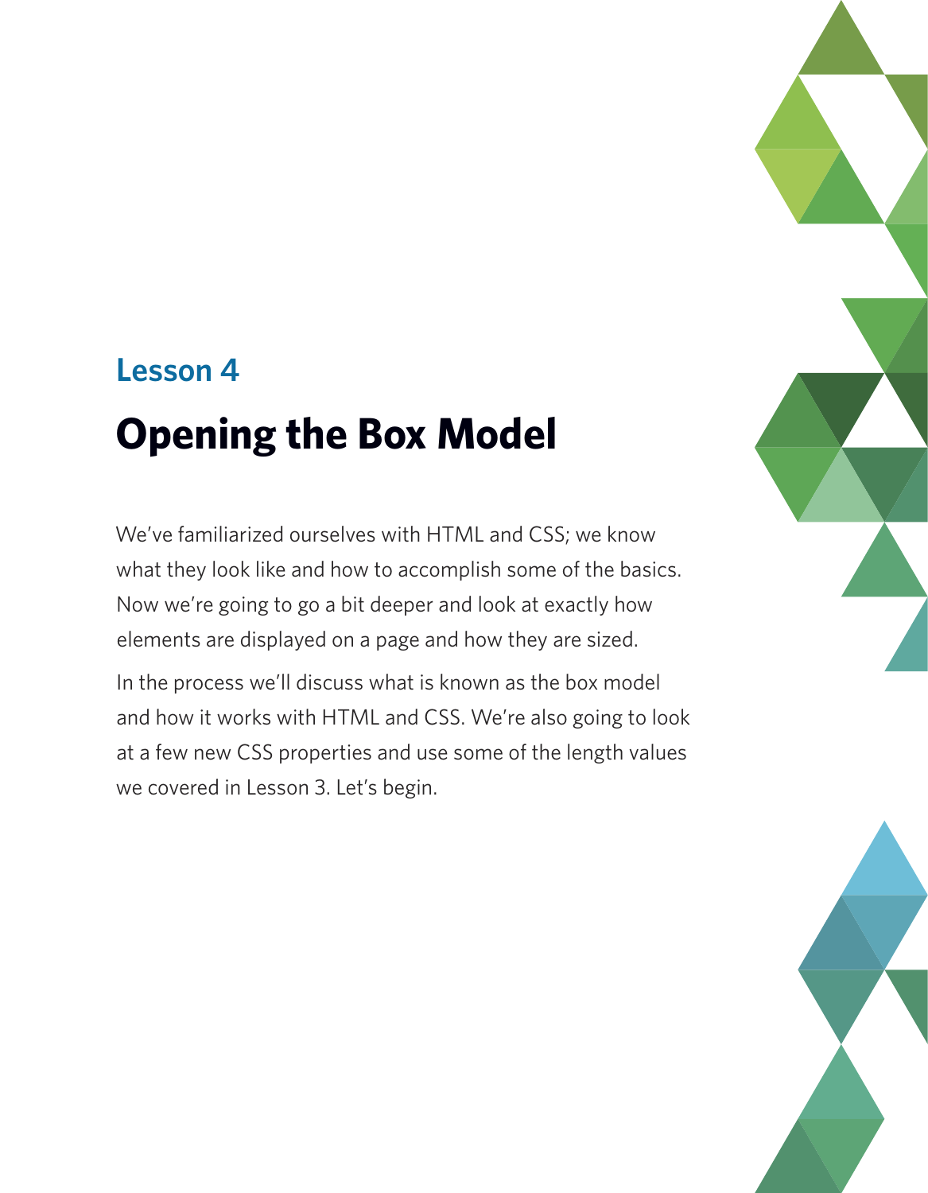## Lesson 4

# Opening the Box Model

We've familiarized ourselves with HTML and CSS; we know what they look like and how to accomplish some of the basics. Now we're going to go a bit deeper and look at exactly how elements are displayed on a page and how they are sized.

In the process we'll discuss what is known as the box model and how it works with HTML and CSS. We're also going to look at a few new CSS properties and use some of the length values we covered in Lesson 3. Let's begin.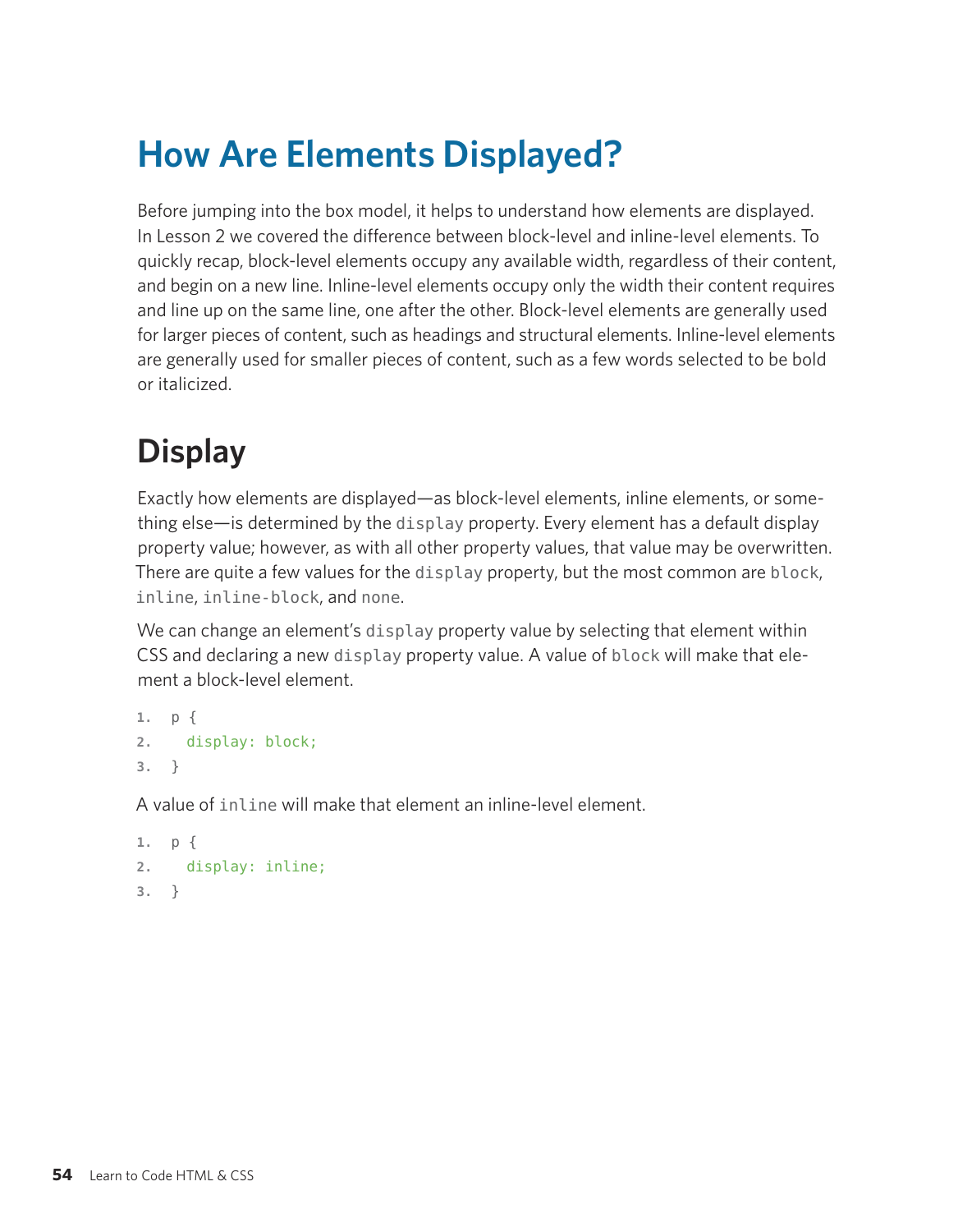# How Are Elements Displayed?

Before jumping into the box model, it helps to understand how elements are displayed. In Lesson 2 we covered the difference between block-level and inline-level elements. To quickly recap, block-level elements occupy any available width, regardless of their content, and begin on a new line. Inline-level elements occupy only the width their content requires and line up on the same line, one after the other. Block-level elements are generally used for larger pieces of content, such as headings and structural elements. Inline-level elements are generally used for smaller pieces of content, such as a few words selected to be bold or italicized.

## Display

Exactly how elements are displayed—as block-level elements, inline elements, or something else—is determined by the `display` property. Every element has a default display property value; however, as with all other property values, that value may be overwritten. There are quite a few values for the `display` property, but the most common are `block`, `inline`, `inline-block`, and `none`.

We can change an element's `display` property value by selecting that element within CSS and declaring a new `display` property value. A value of `block` will make that element a block-level element.

```
1.  p {
2.    display: block;
3.  }
```

A value of `inline` will make that element an inline-level element.

```
1.  p {
2.    display: inline;
3.  }
```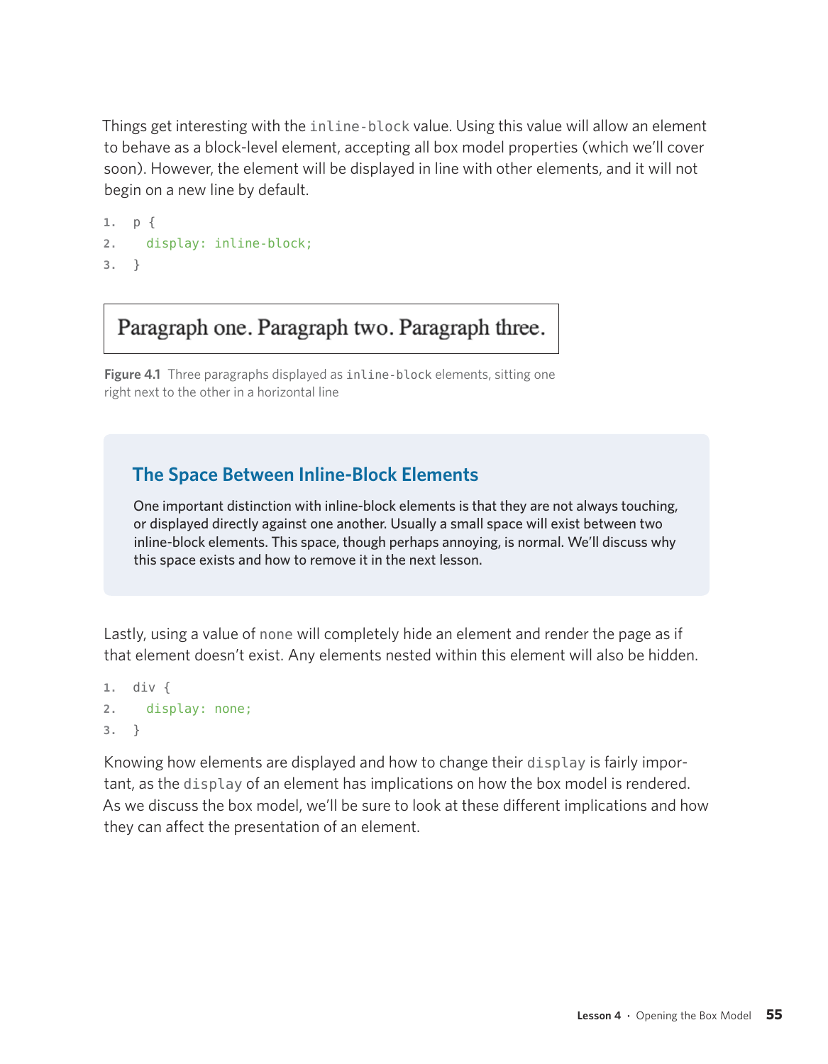Things get interesting with the `inline-block` value. Using this value will allow an element to behave as a block-level element, accepting all box model properties (which we'll cover soon). However, the element will be displayed in line with other elements, and it will not begin on a new line by default.

```
p {
  display: inline-block;
}
```

Paragraph one. Paragraph two. Paragraph three.

**Figure 4.1** Three paragraphs displayed as `inline-block` elements, sitting one right next to the other in a horizontal line

### The Space Between Inline-Block Elements

One important distinction with inline-block elements is that they are not always touching, or displayed directly against one another. Usually a small space will exist between two inline-block elements. This space, though perhaps annoying, is normal. We'll discuss why this space exists and how to remove it in the next lesson.

Lastly, using a value of `none` will completely hide an element and render the page as if that element doesn't exist. Any elements nested within this element will also be hidden.

```
div {
  display: none;
}
```

Knowing how elements are displayed and how to change their `display` is fairly important, as the `display` of an element has implications on how the box model is rendered. As we discuss the box model, we'll be sure to look at these different implications and how they can affect the presentation of an element.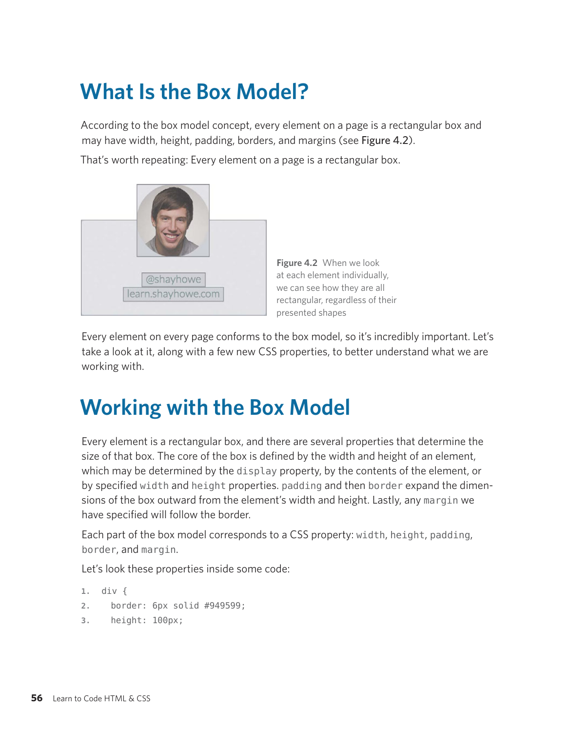# What Is the Box Model?

According to the box model concept, every element on a page is a rectangular box and may have width, height, padding, borders, and margins (see Figure 4.2).

That's worth repeating: Every element on a page is a rectangular box.

**Figure 4.2** When we look at each element individually, we can see how they are all rectangular, regardless of their presented shapes

Every element on every page conforms to the box model, so it's incredibly important. Let's take a look at it, along with a few new CSS properties, to better understand what we are working with.

# Working with the Box Model

Every element is a rectangular box, and there are several properties that determine the size of that box. The core of the box is defined by the width and height of an element, which may be determined by the `display` property, by the contents of the element, or by specified `width` and `height` properties. `padding` and then `border` expand the dimensions of the box outward from the element's width and height. Lastly, any `margin` we have specified will follow the border.

Each part of the box model corresponds to a CSS property: `width`, `height`, `padding`, `border`, and `margin`.

Let's look these properties inside some code:

```
1.  div {
2.    border: 6px solid #949599;
3.    height: 100px;
```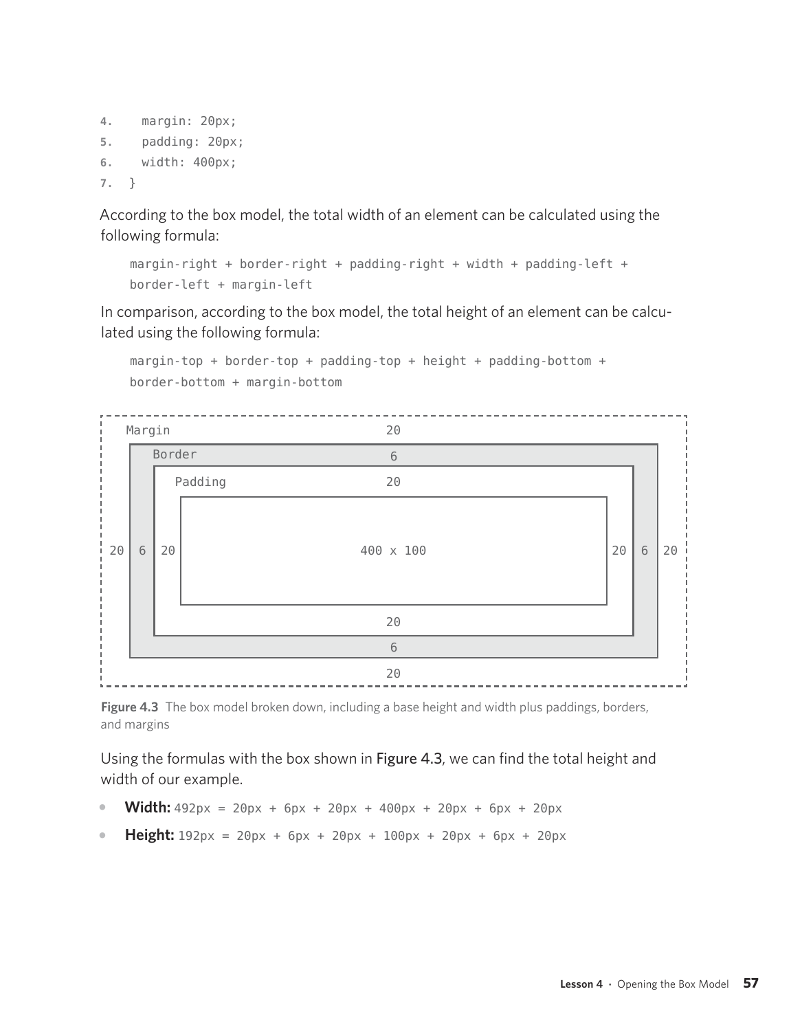```
4.    margin: 20px;
5.    padding: 20px;
6.    width: 400px;
7.  }
```

According to the box model, the total width of an element can be calculated using the following formula:

```
margin-right + border-right + padding-right + width + padding-left +
border-left + margin-left
```

In comparison, according to the box model, the total height of an element can be calculated using the following formula:

```
margin-top + border-top + padding-top + height + padding-bottom +
border-bottom + margin-bottom
```

```
Margin                          20
    Border                      6
        Padding                 20
                                
20 | 6 | 20 |              400 x 100              | 20 | 6 | 20
                                
                                20
                                6
                                20
```

**Figure 4.3** The box model broken down, including a base height and width plus paddings, borders, and margins

Using the formulas with the box shown in Figure 4.3, we can find the total height and width of our example.

- **Width:** `492px = 20px + 6px + 20px + 400px + 20px + 6px + 20px`
- **Height:** `192px = 20px + 6px + 20px + 100px + 20px + 6px + 20px`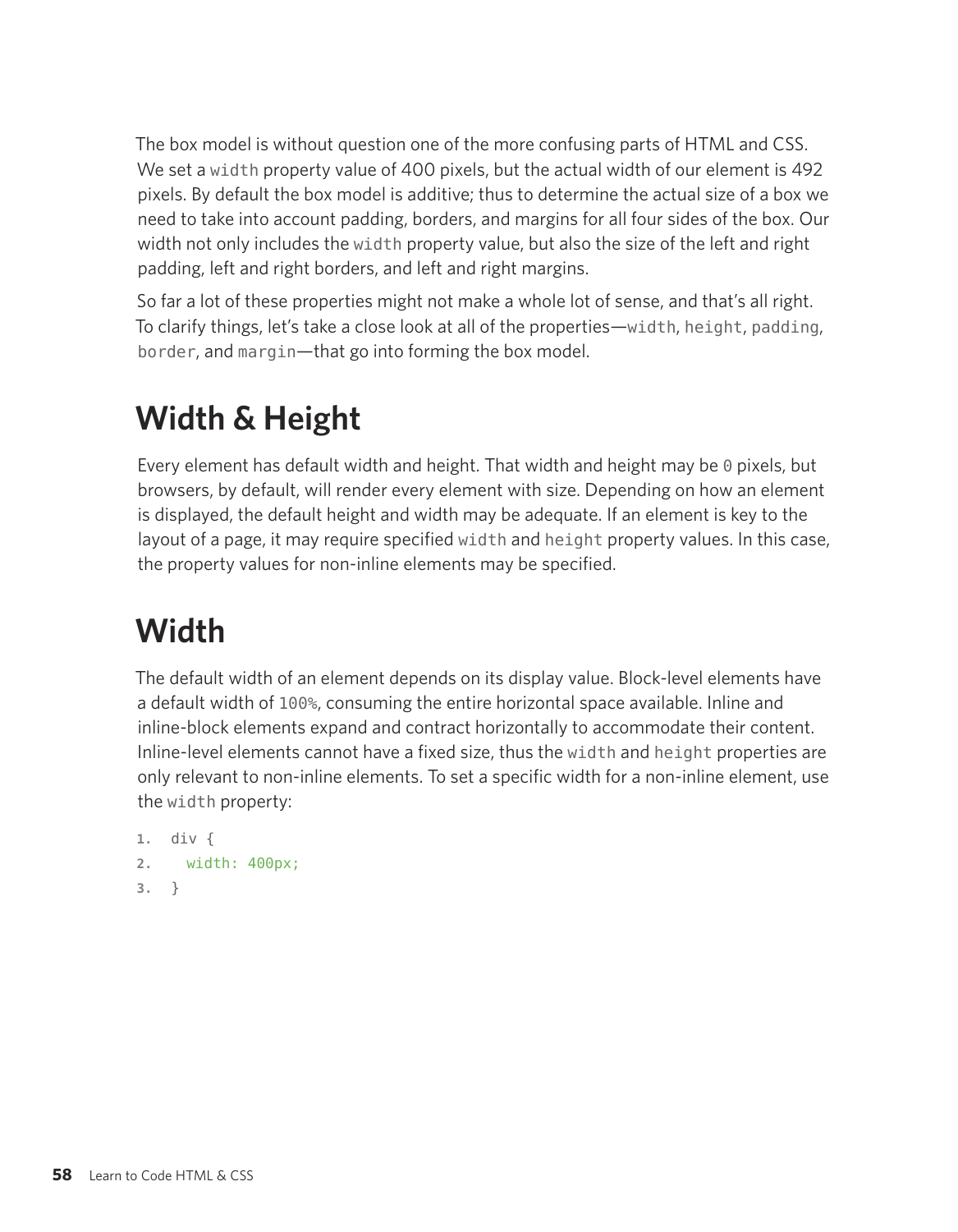The box model is without question one of the more confusing parts of HTML and CSS. We set a `width` property value of 400 pixels, but the actual width of our element is 492 pixels. By default the box model is additive; thus to determine the actual size of a box we need to take into account padding, borders, and margins for all four sides of the box. Our width not only includes the `width` property value, but also the size of the left and right padding, left and right borders, and left and right margins.

So far a lot of these properties might not make a whole lot of sense, and that's all right. To clarify things, let's take a close look at all of the properties—`width`, `height`, `padding`, `border`, and `margin`—that go into forming the box model.

# Width & Height

Every element has default width and height. That width and height may be `0` pixels, but browsers, by default, will render every element with size. Depending on how an element is displayed, the default height and width may be adequate. If an element is key to the layout of a page, it may require specified `width` and `height` property values. In this case, the property values for non-inline elements may be specified.

# Width

The default width of an element depends on its display value. Block-level elements have a default width of `100%`, consuming the entire horizontal space available. Inline and inline-block elements expand and contract horizontally to accommodate their content. Inline-level elements cannot have a fixed size, thus the `width` and `height` properties are only relevant to non-inline elements. To set a specific width for a non-inline element, use the `width` property:

```
div {
  width: 400px;
}
```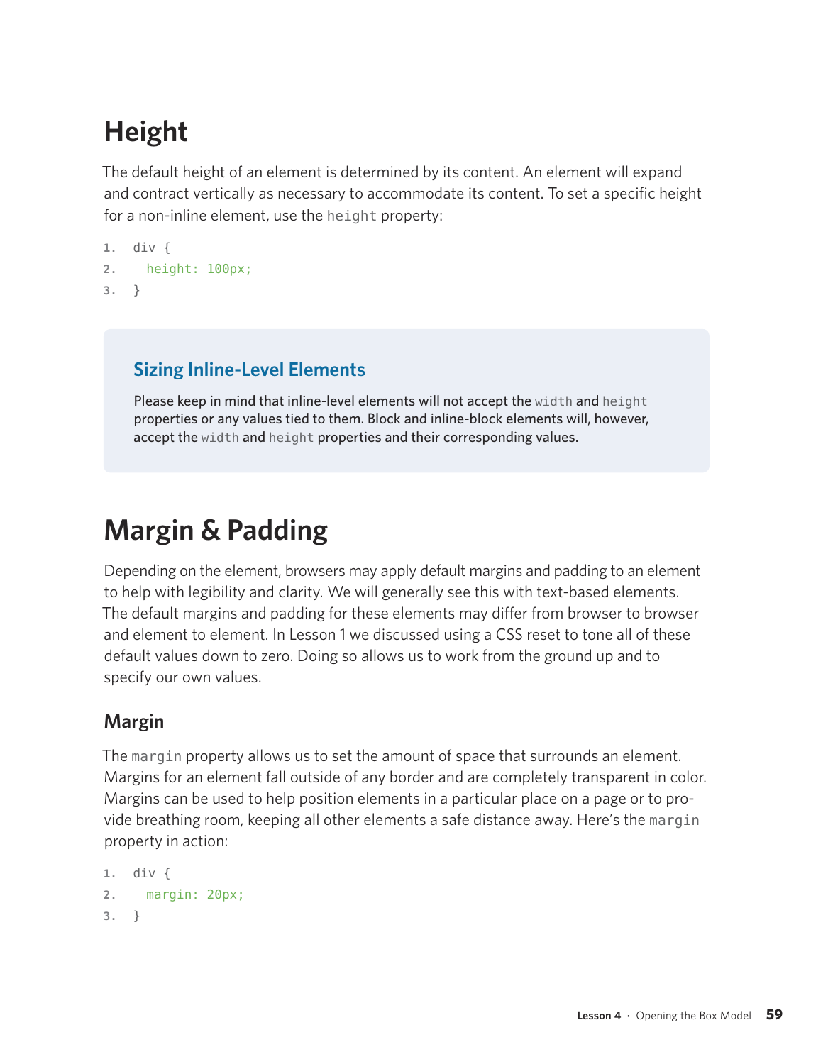# Height

The default height of an element is determined by its content. An element will expand and contract vertically as necessary to accommodate its content. To set a specific height for a non-inline element, use the `height` property:

```
div {
  height: 100px;
}
```

> ### Sizing Inline-Level Elements
>
> Please keep in mind that inline-level elements will not accept the `width` and `height` properties or any values tied to them. Block and inline-block elements will, however, accept the `width` and `height` properties and their corresponding values.

# Margin & Padding

Depending on the element, browsers may apply default margins and padding to an element to help with legibility and clarity. We will generally see this with text-based elements. The default margins and padding for these elements may differ from browser to browser and element to element. In Lesson 1 we discussed using a CSS reset to tone all of these default values down to zero. Doing so allows us to work from the ground up and to specify our own values.

## Margin

The `margin` property allows us to set the amount of space that surrounds an element. Margins for an element fall outside of any border and are completely transparent in color. Margins can be used to help position elements in a particular place on a page or to provide breathing room, keeping all other elements a safe distance away. Here's the `margin` property in action:

```
div {
  margin: 20px;
}
```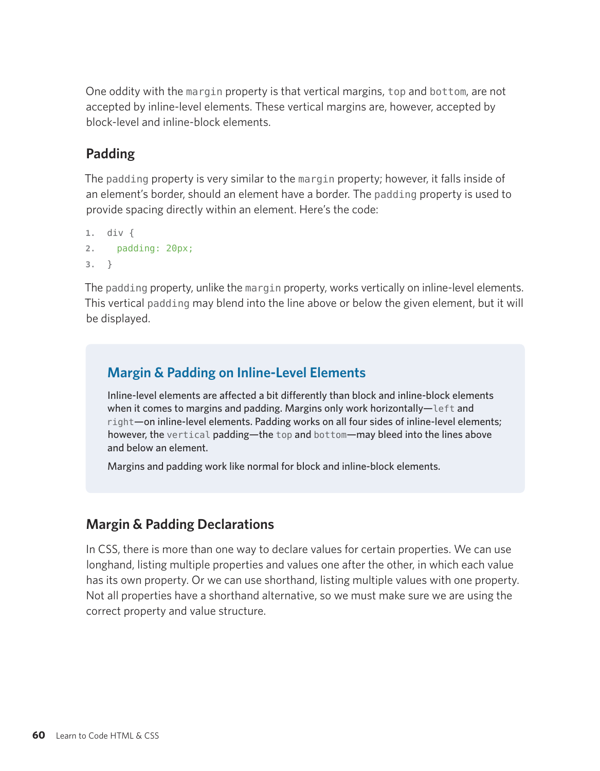One oddity with the `margin` property is that vertical margins, `top` and `bottom`, are not accepted by inline-level elements. These vertical margins are, however, accepted by block-level and inline-block elements.

## Padding

The `padding` property is very similar to the `margin` property; however, it falls inside of an element's border, should an element have a border. The `padding` property is used to provide spacing directly within an element. Here's the code:

```
div {
  padding: 20px;
}
```

The `padding` property, unlike the `margin` property, works vertically on inline-level elements. This vertical `padding` may blend into the line above or below the given element, but it will be displayed.

> ### Margin & Padding on Inline-Level Elements
>
> Inline-level elements are affected a bit differently than block and inline-block elements when it comes to margins and padding. Margins only work horizontally—`left` and `right`—on inline-level elements. Padding works on all four sides of inline-level elements; however, the `vertical` padding—the `top` and `bottom`—may bleed into the lines above and below an element.
>
> Margins and padding work like normal for block and inline-block elements.

## Margin & Padding Declarations

In CSS, there is more than one way to declare values for certain properties. We can use longhand, listing multiple properties and values one after the other, in which each value has its own property. Or we can use shorthand, listing multiple values with one property. Not all properties have a shorthand alternative, so we must make sure we are using the correct property and value structure.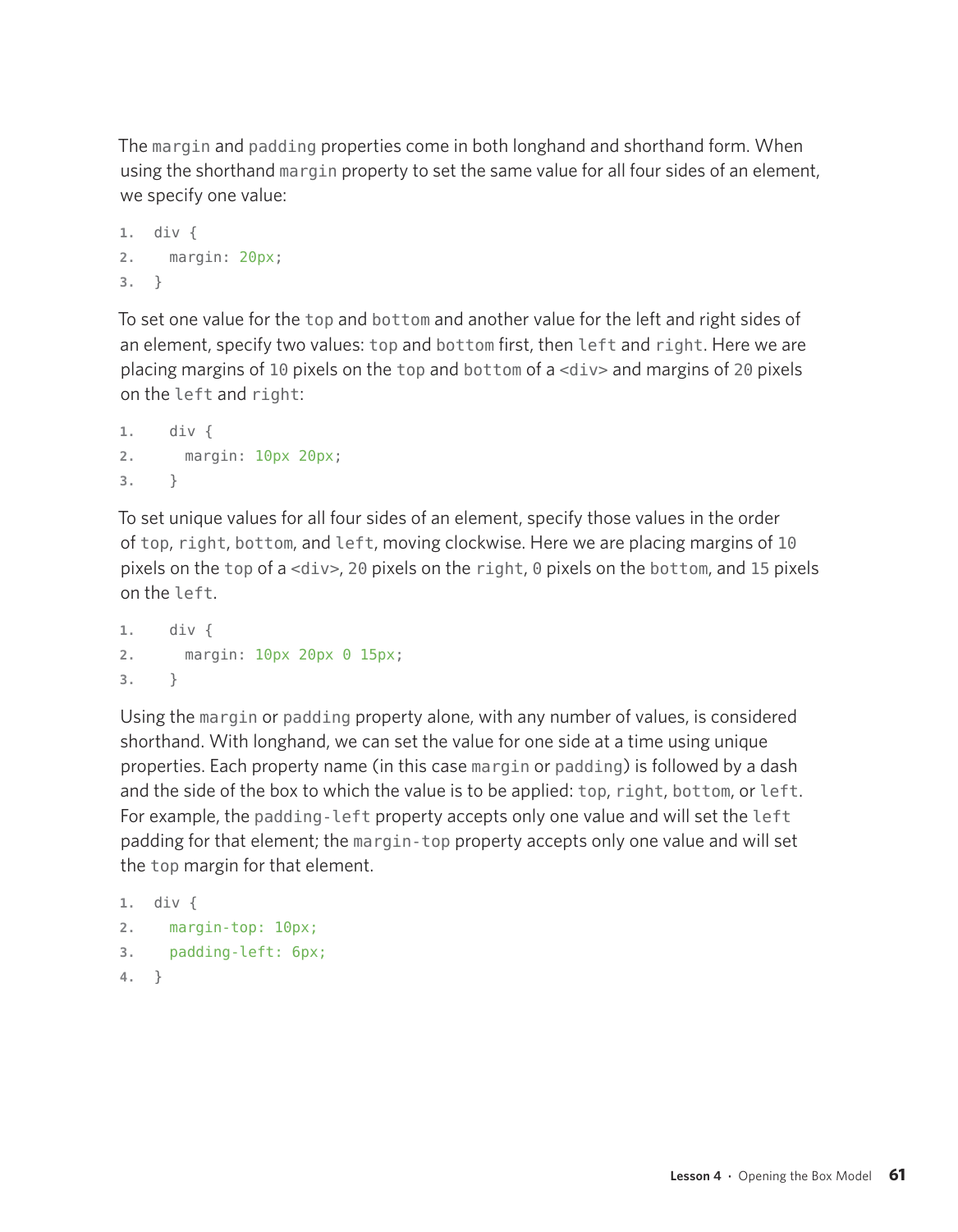The `margin` and `padding` properties come in both longhand and shorthand form. When using the shorthand `margin` property to set the same value for all four sides of an element, we specify one value:

```
div {
  margin: 20px;
}
```

To set one value for the `top` and `bottom` and another value for the left and right sides of an element, specify two values: `top` and `bottom` first, then `left` and `right`. Here we are placing margins of `10` pixels on the `top` and `bottom` of a `<div>` and margins of `20` pixels on the `left` and `right`:

```
div {
  margin: 10px 20px;
}
```

To set unique values for all four sides of an element, specify those values in the order of `top`, `right`, `bottom`, and `left`, moving clockwise. Here we are placing margins of `10` pixels on the `top` of a `<div>`, `20` pixels on the `right`, `0` pixels on the `bottom`, and `15` pixels on the `left`.

```
div {
  margin: 10px 20px 0 15px;
}
```

Using the `margin` or `padding` property alone, with any number of values, is considered shorthand. With longhand, we can set the value for one side at a time using unique properties. Each property name (in this case `margin` or `padding`) is followed by a dash and the side of the box to which the value is to be applied: `top`, `right`, `bottom`, or `left`. For example, the `padding-left` property accepts only one value and will set the `left` padding for that element; the `margin-top` property accepts only one value and will set the `top` margin for that element.

```
div {
  margin-top: 10px;
  padding-left: 6px;
}
```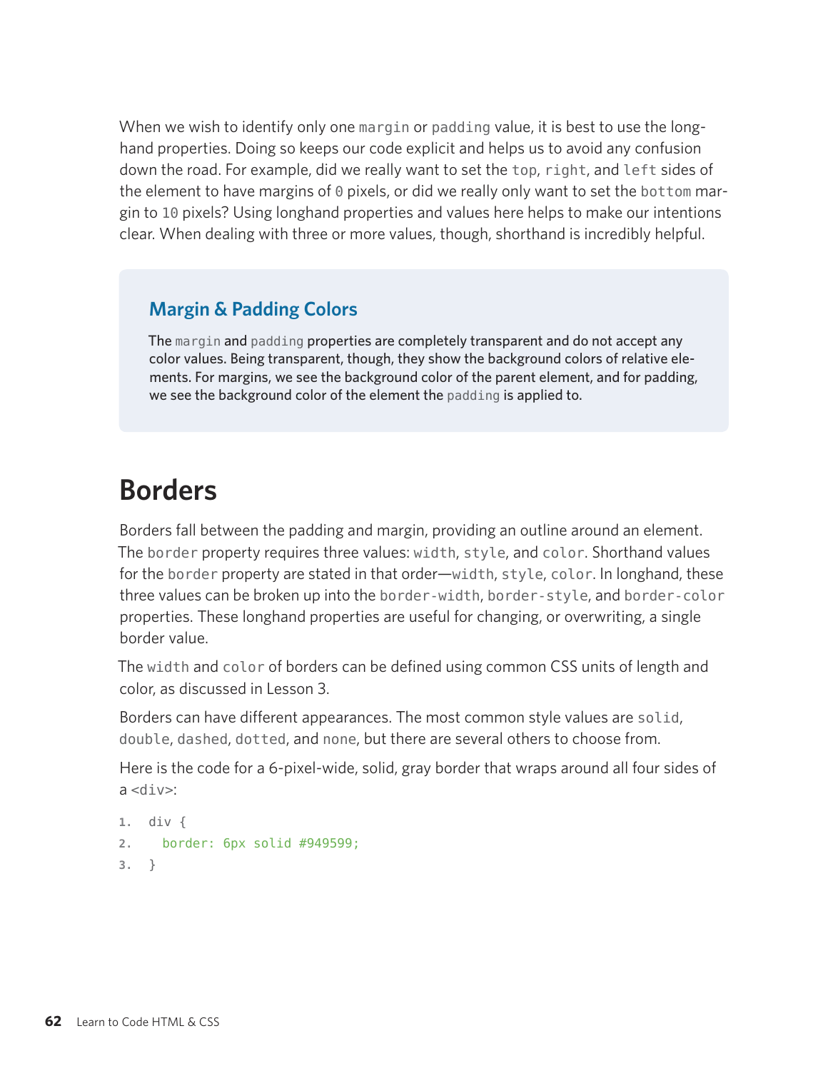When we wish to identify only one `margin` or `padding` value, it is best to use the longhand properties. Doing so keeps our code explicit and helps us to avoid any confusion down the road. For example, did we really want to set the `top`, `right`, and `left` sides of the element to have margins of `0` pixels, or did we really only want to set the `bottom` margin to `10` pixels? Using longhand properties and values here helps to make our intentions clear. When dealing with three or more values, though, shorthand is incredibly helpful.

### Margin & Padding Colors

The `margin` and `padding` properties are completely transparent and do not accept any color values. Being transparent, though, they show the background colors of relative elements. For margins, we see the background color of the parent element, and for padding, we see the background color of the element the `padding` is applied to.

## Borders

Borders fall between the padding and margin, providing an outline around an element. The `border` property requires three values: `width`, `style`, and `color`. Shorthand values for the `border` property are stated in that order—`width`, `style`, `color`. In longhand, these three values can be broken up into the `border-width`, `border-style`, and `border-color` properties. These longhand properties are useful for changing, or overwriting, a single border value.

The `width` and `color` of borders can be defined using common CSS units of length and color, as discussed in Lesson 3.

Borders can have different appearances. The most common style values are `solid`, `double`, `dashed`, `dotted`, and `none`, but there are several others to choose from.

Here is the code for a 6-pixel-wide, solid, gray border that wraps around all four sides of a `<div>`:

```
div {
  border: 6px solid #949599;
}
```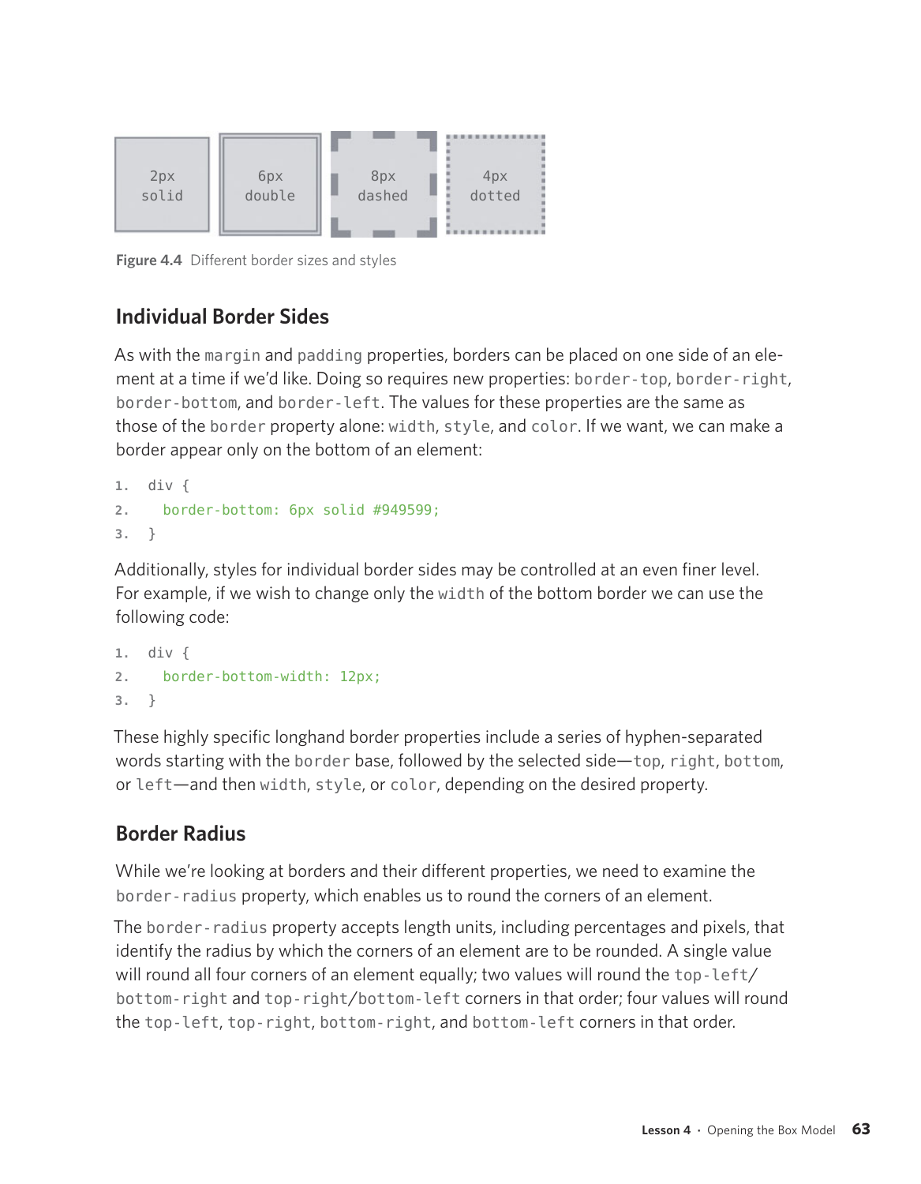2px solid | 6px double | 8px dashed | 4px dotted

**Figure 4.4** Different border sizes and styles

### Individual Border Sides

As with the `margin` and `padding` properties, borders can be placed on one side of an element at a time if we'd like. Doing so requires new properties: `border-top`, `border-right`, `border-bottom`, and `border-left`. The values for these properties are the same as those of the `border` property alone: `width`, `style`, and `color`. If we want, we can make a border appear only on the bottom of an element:

```
1.  div {
2.    border-bottom: 6px solid #949599;
3.  }
```

Additionally, styles for individual border sides may be controlled at an even finer level. For example, if we wish to change only the `width` of the bottom border we can use the following code:

```
1.  div {
2.    border-bottom-width: 12px;
3.  }
```

These highly specific longhand border properties include a series of hyphen-separated words starting with the `border` base, followed by the selected side—`top`, `right`, `bottom`, or `left`—and then `width`, `style`, or `color`, depending on the desired property.

### Border Radius

While we're looking at borders and their different properties, we need to examine the `border-radius` property, which enables us to round the corners of an element.

The `border-radius` property accepts length units, including percentages and pixels, that identify the radius by which the corners of an element are to be rounded. A single value will round all four corners of an element equally; two values will round the `top-left`/`bottom-right` and `top-right`/`bottom-left` corners in that order; four values will round the `top-left`, `top-right`, `bottom-right`, and `bottom-left` corners in that order.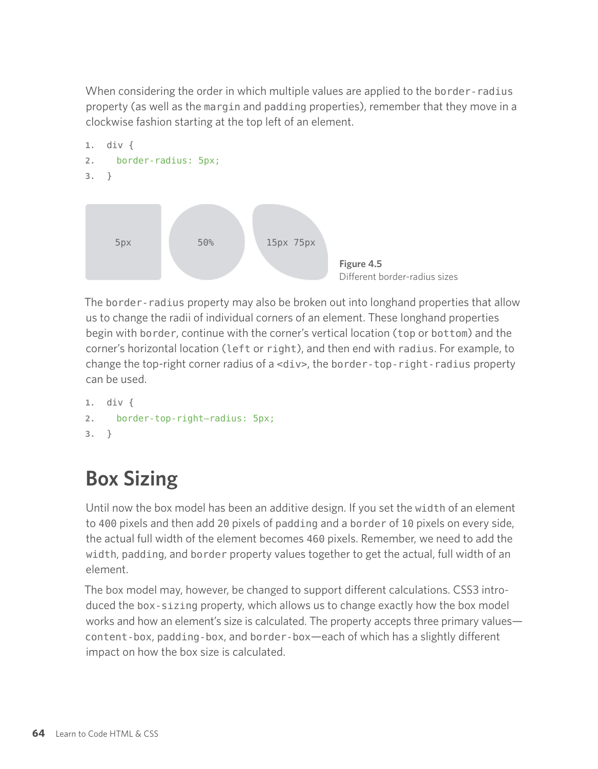When considering the order in which multiple values are applied to the `border-radius` property (as well as the `margin` and `padding` properties), remember that they move in a clockwise fashion starting at the top left of an element.

```
1.  div {
2.    border-radius: 5px;
3.  }
```

**Figure 4.5**
Different border-radius sizes

The `border-radius` property may also be broken out into longhand properties that allow us to change the radii of individual corners of an element. These longhand properties begin with `border`, continue with the corner's vertical location (`top` or `bottom`) and the corner's horizontal location (`left` or `right`), and then end with `radius`. For example, to change the top-right corner radius of a `<div>`, the `border-top-right-radius` property can be used.

```
1.  div {
2.    border-top-right–radius: 5px;
3.  }
```

## Box Sizing

Until now the box model has been an additive design. If you set the `width` of an element to `400` pixels and then add `20` pixels of `padding` and a `border` of `10` pixels on every side, the actual full width of the element becomes `460` pixels. Remember, we need to add the `width`, `padding`, and `border` property values together to get the actual, full width of an element.

The box model may, however, be changed to support different calculations. CSS3 introduced the `box-sizing` property, which allows us to change exactly how the box model works and how an element's size is calculated. The property accepts three primary values—`content-box`, `padding-box`, and `border-box`—each of which has a slightly different impact on how the box size is calculated.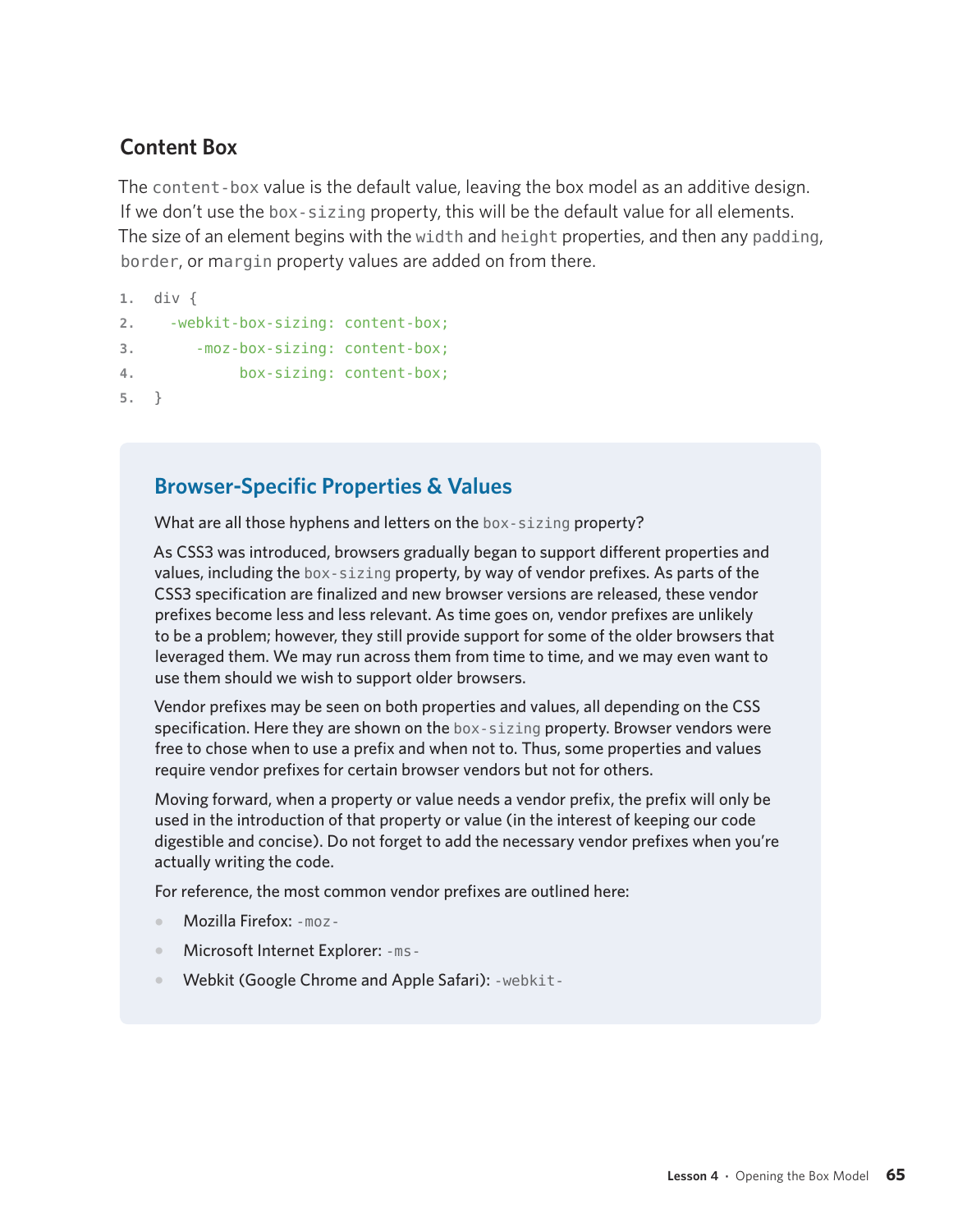## Content Box

The `content-box` value is the default value, leaving the box model as an additive design. If we don't use the `box-sizing` property, this will be the default value for all elements. The size of an element begins with the `width` and `height` properties, and then any `padding`, `border`, or `margin` property values are added on from there.

```
div {
  -webkit-box-sizing: content-box;
     -moz-box-sizing: content-box;
          box-sizing: content-box;
}
```

### Browser-Specific Properties & Values

What are all those hyphens and letters on the `box-sizing` property?

As CSS3 was introduced, browsers gradually began to support different properties and values, including the `box-sizing` property, by way of vendor prefixes. As parts of the CSS3 specification are finalized and new browser versions are released, these vendor prefixes become less and less relevant. As time goes on, vendor prefixes are unlikely to be a problem; however, they still provide support for some of the older browsers that leveraged them. We may run across them from time to time, and we may even want to use them should we wish to support older browsers.

Vendor prefixes may be seen on both properties and values, all depending on the CSS specification. Here they are shown on the `box-sizing` property. Browser vendors were free to chose when to use a prefix and when not to. Thus, some properties and values require vendor prefixes for certain browser vendors but not for others.

Moving forward, when a property or value needs a vendor prefix, the prefix will only be used in the introduction of that property or value (in the interest of keeping our code digestible and concise). Do not forget to add the necessary vendor prefixes when you're actually writing the code.

For reference, the most common vendor prefixes are outlined here:

- Mozilla Firefox: `-moz-`
- Microsoft Internet Explorer: `-ms-`
- Webkit (Google Chrome and Apple Safari): `-webkit-`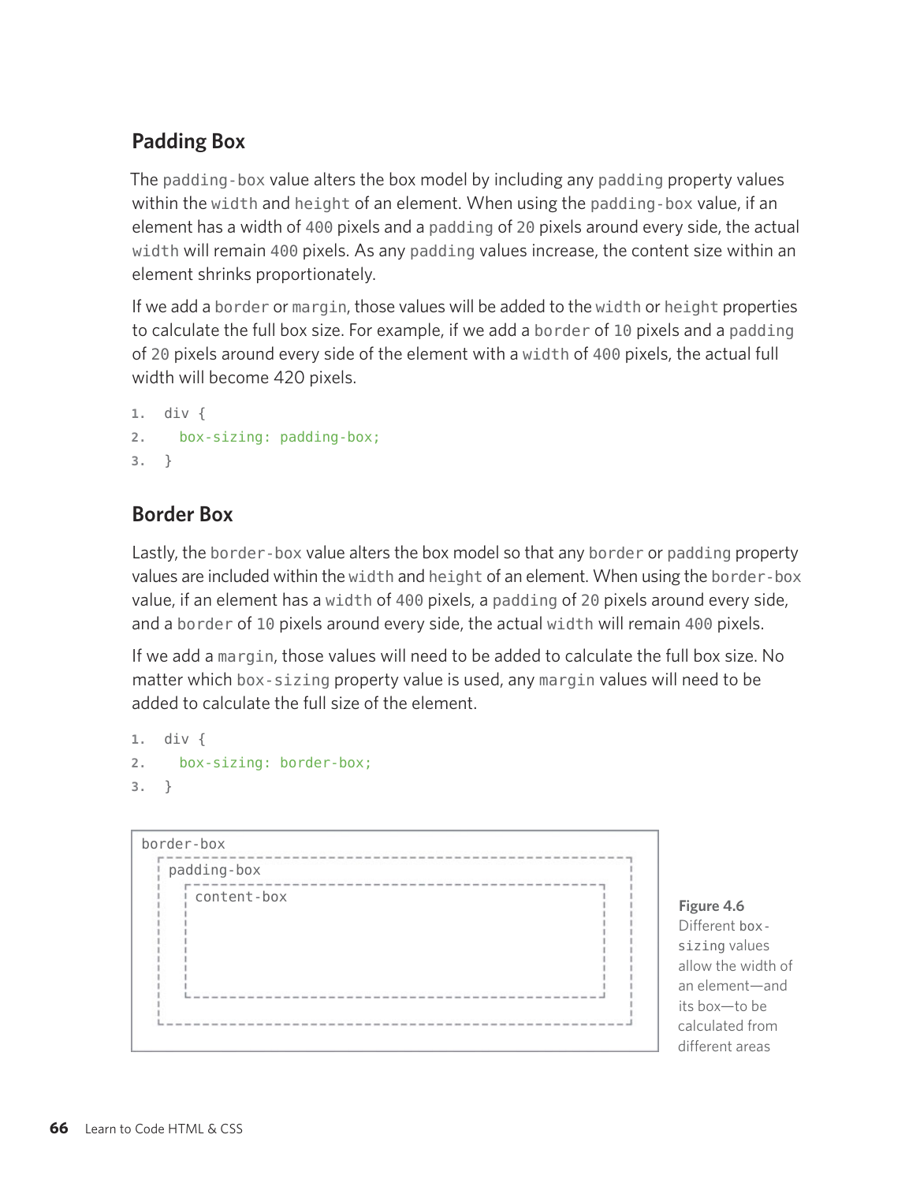### Padding Box

The `padding-box` value alters the box model by including any `padding` property values within the `width` and `height` of an element. When using the `padding-box` value, if an element has a width of `400` pixels and a `padding` of `20` pixels around every side, the actual `width` will remain `400` pixels. As any `padding` values increase, the content size within an element shrinks proportionately.

If we add a `border` or `margin`, those values will be added to the `width` or `height` properties to calculate the full box size. For example, if we add a `border` of `10` pixels and a `padding` of `20` pixels around every side of the element with a `width` of `400` pixels, the actual full width will become 420 pixels.

```
1.  div {
2.    box-sizing: padding-box;
3.  }
```

### Border Box

Lastly, the `border-box` value alters the box model so that any `border` or `padding` property values are included within the `width` and `height` of an element. When using the `border-box` value, if an element has a `width` of `400` pixels, a `padding` of `20` pixels around every side, and a `border` of `10` pixels around every side, the actual `width` will remain `400` pixels.

If we add a `margin`, those values will need to be added to calculate the full box size. No matter which `box-sizing` property value is used, any `margin` values will need to be added to calculate the full size of the element.

```
1.  div {
2.    box-sizing: border-box;
3.  }
```

```
border-box
  padding-box
    content-box
```

**Figure 4.6**
Different `box-sizing` values allow the width of an element—and its box—to be calculated from different areas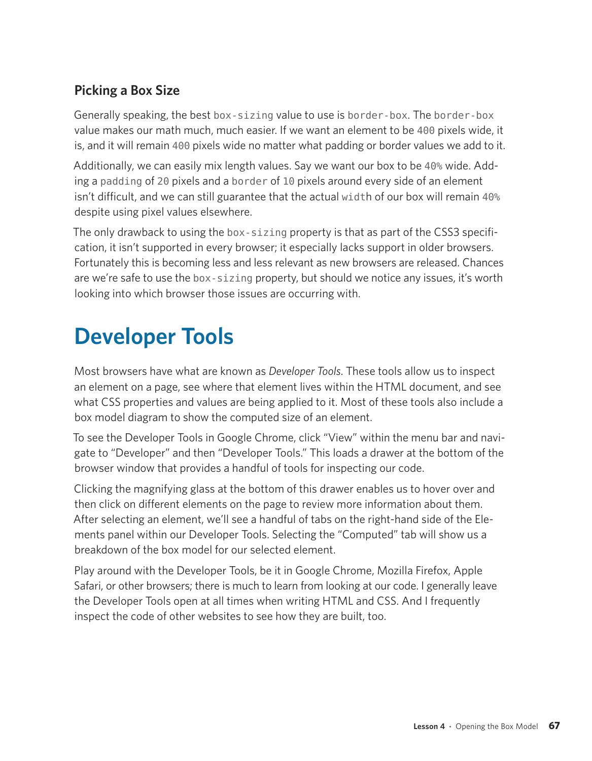### Picking a Box Size

Generally speaking, the best `box-sizing` value to use is `border-box`. The `border-box` value makes our math much, much easier. If we want an element to be `400` pixels wide, it is, and it will remain `400` pixels wide no matter what padding or border values we add to it.

Additionally, we can easily mix length values. Say we want our box to be `40%` wide. Adding a `padding` of `20` pixels and a `border` of `10` pixels around every side of an element isn't difficult, and we can still guarantee that the actual `width` of our box will remain `40%` despite using pixel values elsewhere.

The only drawback to using the `box-sizing` property is that as part of the CSS3 specification, it isn't supported in every browser; it especially lacks support in older browsers. Fortunately this is becoming less and less relevant as new browsers are released. Chances are we're safe to use the `box-sizing` property, but should we notice any issues, it's worth looking into which browser those issues are occurring with.

## Developer Tools

Most browsers have what are known as *Developer Tools*. These tools allow us to inspect an element on a page, see where that element lives within the HTML document, and see what CSS properties and values are being applied to it. Most of these tools also include a box model diagram to show the computed size of an element.

To see the Developer Tools in Google Chrome, click "View" within the menu bar and navigate to "Developer" and then "Developer Tools." This loads a drawer at the bottom of the browser window that provides a handful of tools for inspecting our code.

Clicking the magnifying glass at the bottom of this drawer enables us to hover over and then click on different elements on the page to review more information about them. After selecting an element, we'll see a handful of tabs on the right-hand side of the Elements panel within our Developer Tools. Selecting the "Computed" tab will show us a breakdown of the box model for our selected element.

Play around with the Developer Tools, be it in Google Chrome, Mozilla Firefox, Apple Safari, or other browsers; there is much to learn from looking at our code. I generally leave the Developer Tools open at all times when writing HTML and CSS. And I frequently inspect the code of other websites to see how they are built, too.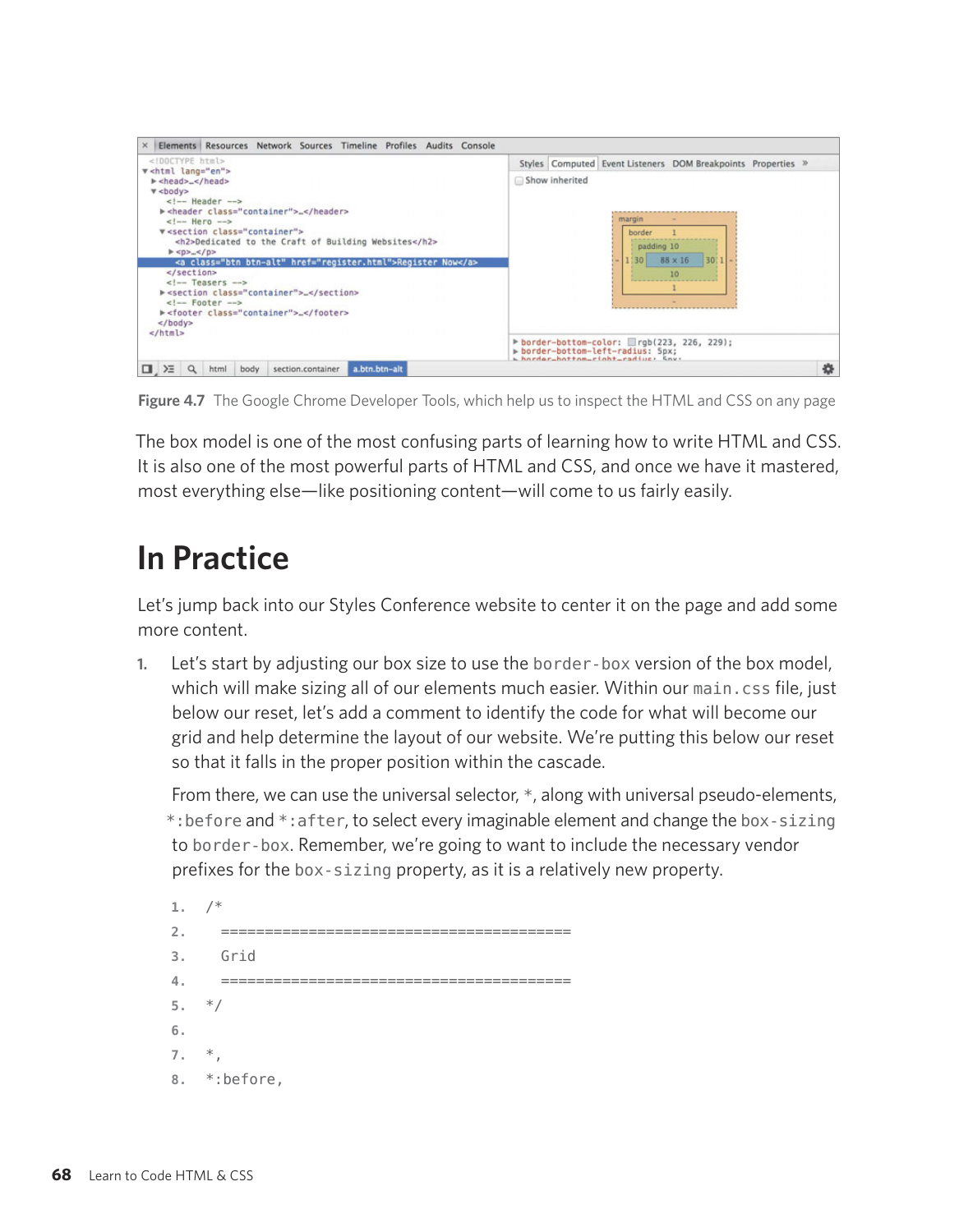Figure 4.7 The Google Chrome Developer Tools, which help us to inspect the HTML and CSS on any page

The box model is one of the most confusing parts of learning how to write HTML and CSS. It is also one of the most powerful parts of HTML and CSS, and once we have it mastered, most everything else—like positioning content—will come to us fairly easily.

## In Practice

Let's jump back into our Styles Conference website to center it on the page and add some more content.

1. Let's start by adjusting our box size to use the `border-box` version of the box model, which will make sizing all of our elements much easier. Within our `main.css` file, just below our reset, let's add a comment to identify the code for what will become our grid and help determine the layout of our website. We're putting this below our reset so that it falls in the proper position within the cascade.

   From there, we can use the universal selector, `*`, along with universal pseudo-elements, `*:before` and `*:after`, to select every imaginable element and change the `box-sizing` to `border-box`. Remember, we're going to want to include the necessary vendor prefixes for the `box-sizing` property, as it is a relatively new property.

```
1.  /*
2.    ========================================
3.    Grid
4.    ========================================
5.  */
6.
7.  *,
8.  *:before,
```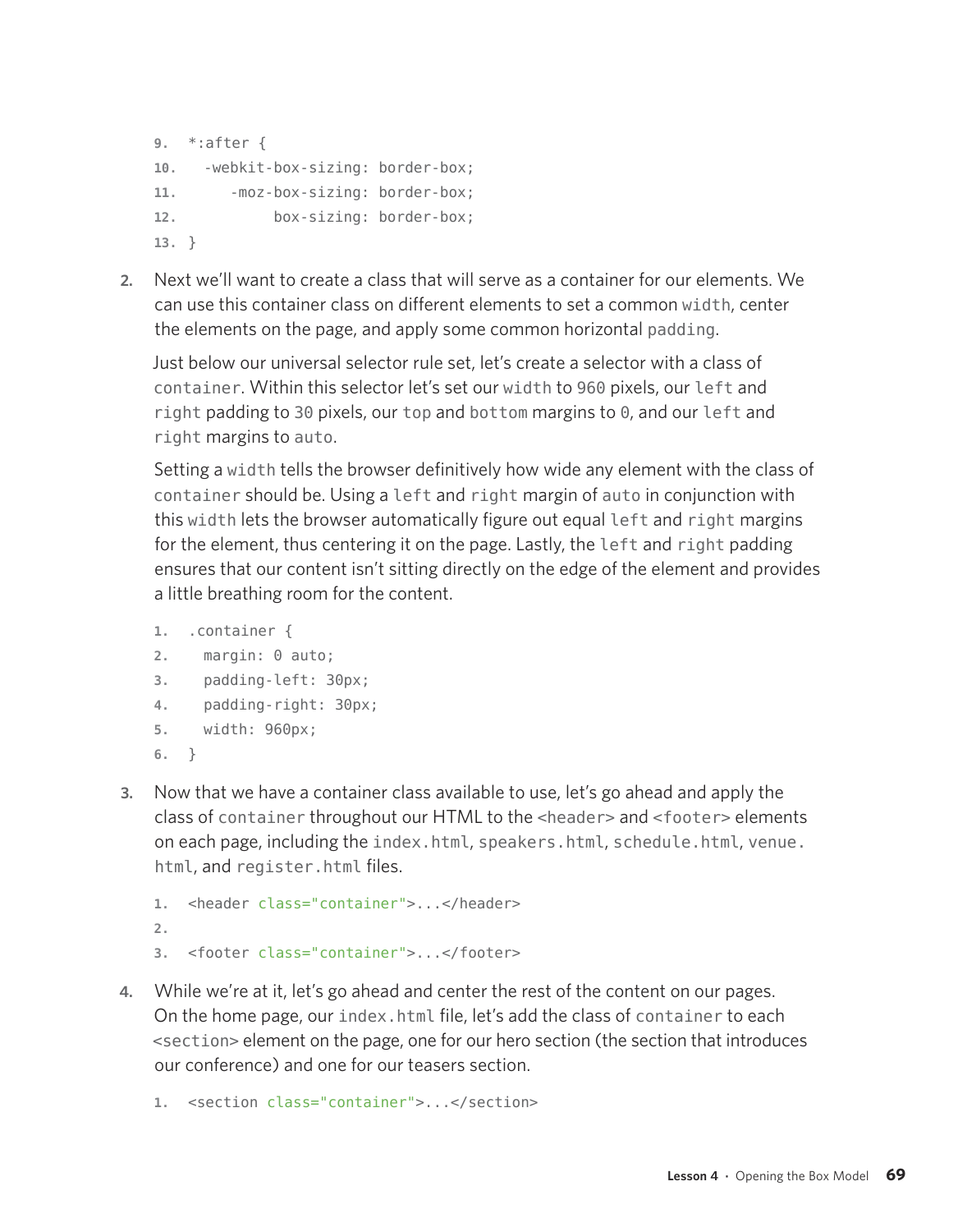```
9.  *:after {
10.   -webkit-box-sizing: border-box;
11.      -moz-box-sizing: border-box;
12.           box-sizing: border-box;
13. }
```

2. Next we'll want to create a class that will serve as a container for our elements. We can use this container class on different elements to set a common `width`, center the elements on the page, and apply some common horizontal `padding`.

   Just below our universal selector rule set, let's create a selector with a class of `container`. Within this selector let's set our `width` to `960` pixels, our `left` and `right` padding to `30` pixels, our `top` and `bottom` margins to `0`, and our `left` and `right` margins to `auto`.

   Setting a `width` tells the browser definitively how wide any element with the class of `container` should be. Using a `left` and `right` margin of `auto` in conjunction with this `width` lets the browser automatically figure out equal `left` and `right` margins for the element, thus centering it on the page. Lastly, the `left` and `right` padding ensures that our content isn't sitting directly on the edge of the element and provides a little breathing room for the content.

```
1.  .container {
2.    margin: 0 auto;
3.    padding-left: 30px;
4.    padding-right: 30px;
5.    width: 960px;
6.  }
```

3. Now that we have a container class available to use, let's go ahead and apply the class of `container` throughout our HTML to the `<header>` and `<footer>` elements on each page, including the `index.html`, `speakers.html`, `schedule.html`, `venue.html`, and `register.html` files.

```
1.  <header class="container">...</header>
2.
3.  <footer class="container">...</footer>
```

4. While we're at it, let's go ahead and center the rest of the content on our pages. On the home page, our `index.html` file, let's add the class of `container` to each `<section>` element on the page, one for our hero section (the section that introduces our conference) and one for our teasers section.

```
1.  <section class="container">...</section>
```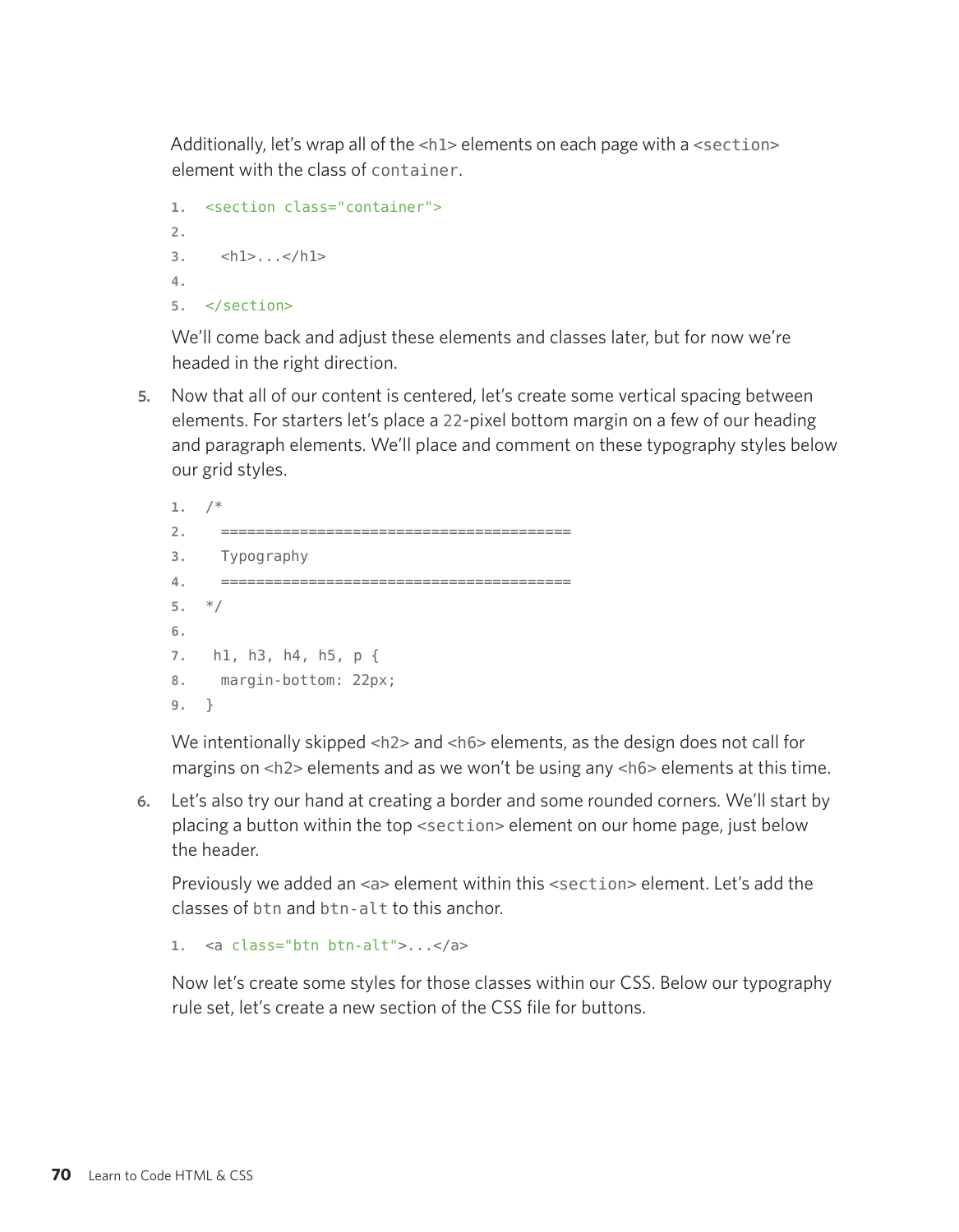Additionally, let's wrap all of the `<h1>` elements on each page with a `<section>` element with the class of `container`.

```
<section class="container">

  <h1>...</h1>

</section>
```

We'll come back and adjust these elements and classes later, but for now we're headed in the right direction.

5. Now that all of our content is centered, let's create some vertical spacing between elements. For starters let's place a 22-pixel bottom margin on a few of our heading and paragraph elements. We'll place and comment on these typography styles below our grid styles.

```
/*
  ========================================
  Typography
  ========================================
*/

 h1, h3, h4, h5, p {
  margin-bottom: 22px;
}
```

We intentionally skipped `<h2>` and `<h6>` elements, as the design does not call for margins on `<h2>` elements and as we won't be using any `<h6>` elements at this time.

6. Let's also try our hand at creating a border and some rounded corners. We'll start by placing a button within the top `<section>` element on our home page, just below the header.

   Previously we added an `<a>` element within this `<section>` element. Let's add the classes of `btn` and `btn-alt` to this anchor.

```
<a class="btn btn-alt">...</a>
```

Now let's create some styles for those classes within our CSS. Below our typography rule set, let's create a new section of the CSS file for buttons.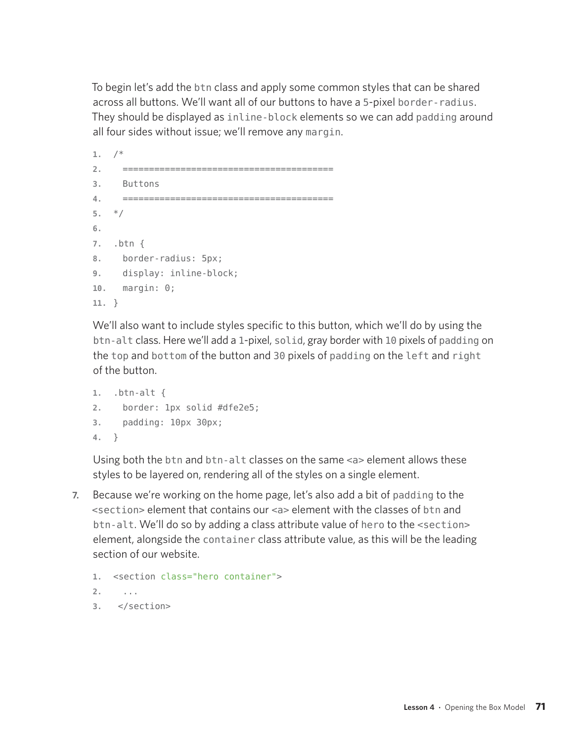To begin let's add the btn class and apply some common styles that can be shared across all buttons. We'll want all of our buttons to have a 5-pixel border-radius. They should be displayed as inline-block elements so we can add padding around all four sides without issue; we'll remove any margin.

```
/*
  ========================================
  Buttons
  ========================================
*/

.btn {
  border-radius: 5px;
  display: inline-block;
  margin: 0;
}
```

We'll also want to include styles specific to this button, which we'll do by using the btn-alt class. Here we'll add a 1-pixel, solid, gray border with 10 pixels of padding on the top and bottom of the button and 30 pixels of padding on the left and right of the button.

```
.btn-alt {
  border: 1px solid #dfe2e5;
  padding: 10px 30px;
}
```

Using both the btn and btn-alt classes on the same <a> element allows these styles to be layered on, rendering all of the styles on a single element.

7. Because we're working on the home page, let's also add a bit of padding to the <section> element that contains our <a> element with the classes of btn and btn-alt. We'll do so by adding a class attribute value of hero to the <section> element, alongside the container class attribute value, as this will be the leading section of our website.

```
<section class="hero container">
  ...
 </section>
```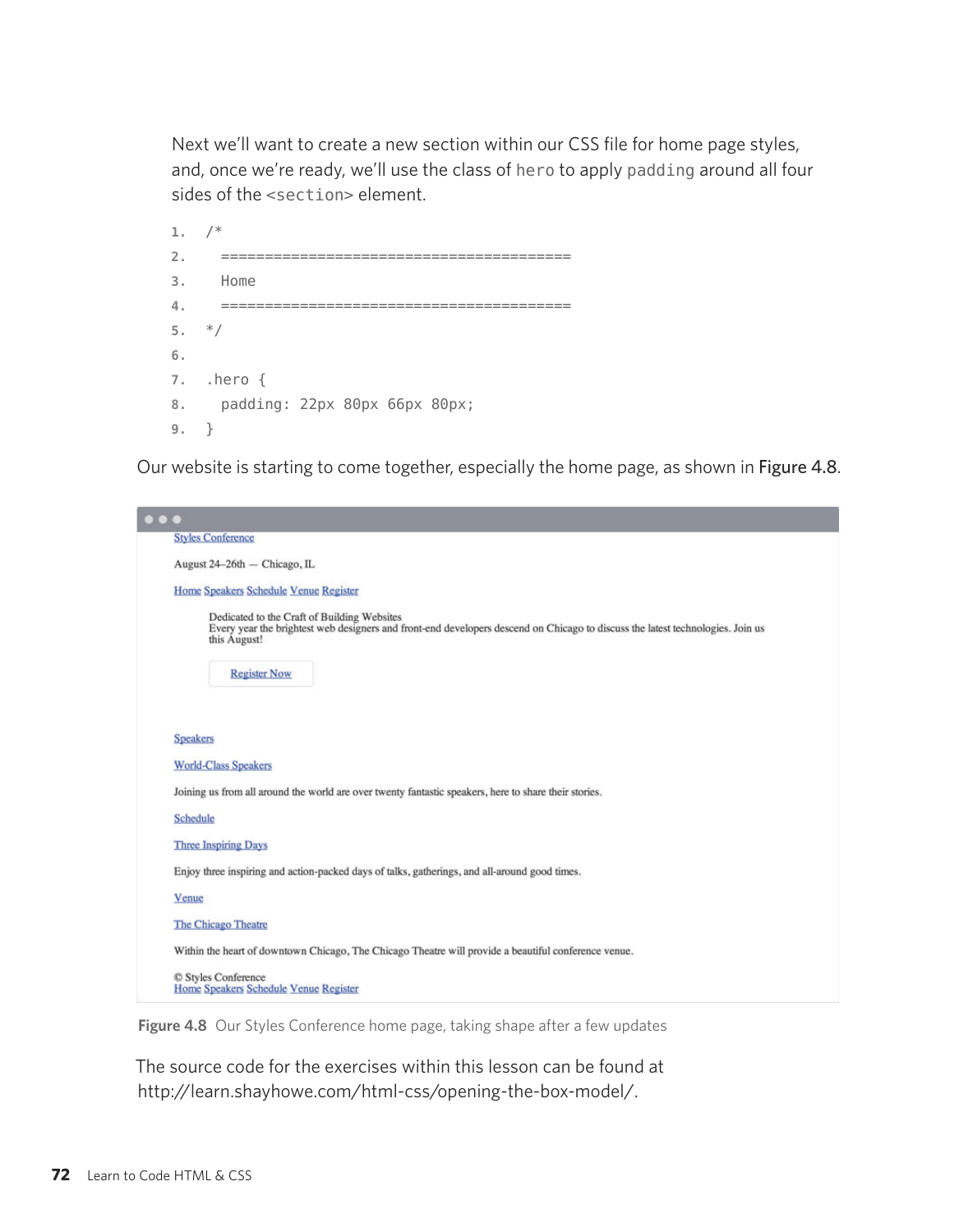Next we'll want to create a new section within our CSS file for home page styles, and, once we're ready, we'll use the class of `hero` to apply `padding` around all four sides of the `<section>` element.

```
/*
  ========================================
  Home
  ========================================
*/

.hero {
  padding: 22px 80px 66px 80px;
}
```

Our website is starting to come together, especially the home page, as shown in **Figure 4.8**.

**Figure 4.8** Our Styles Conference home page, taking shape after a few updates

The source code for the exercises within this lesson can be found at http://learn.shayhowe.com/html-css/opening-the-box-model/.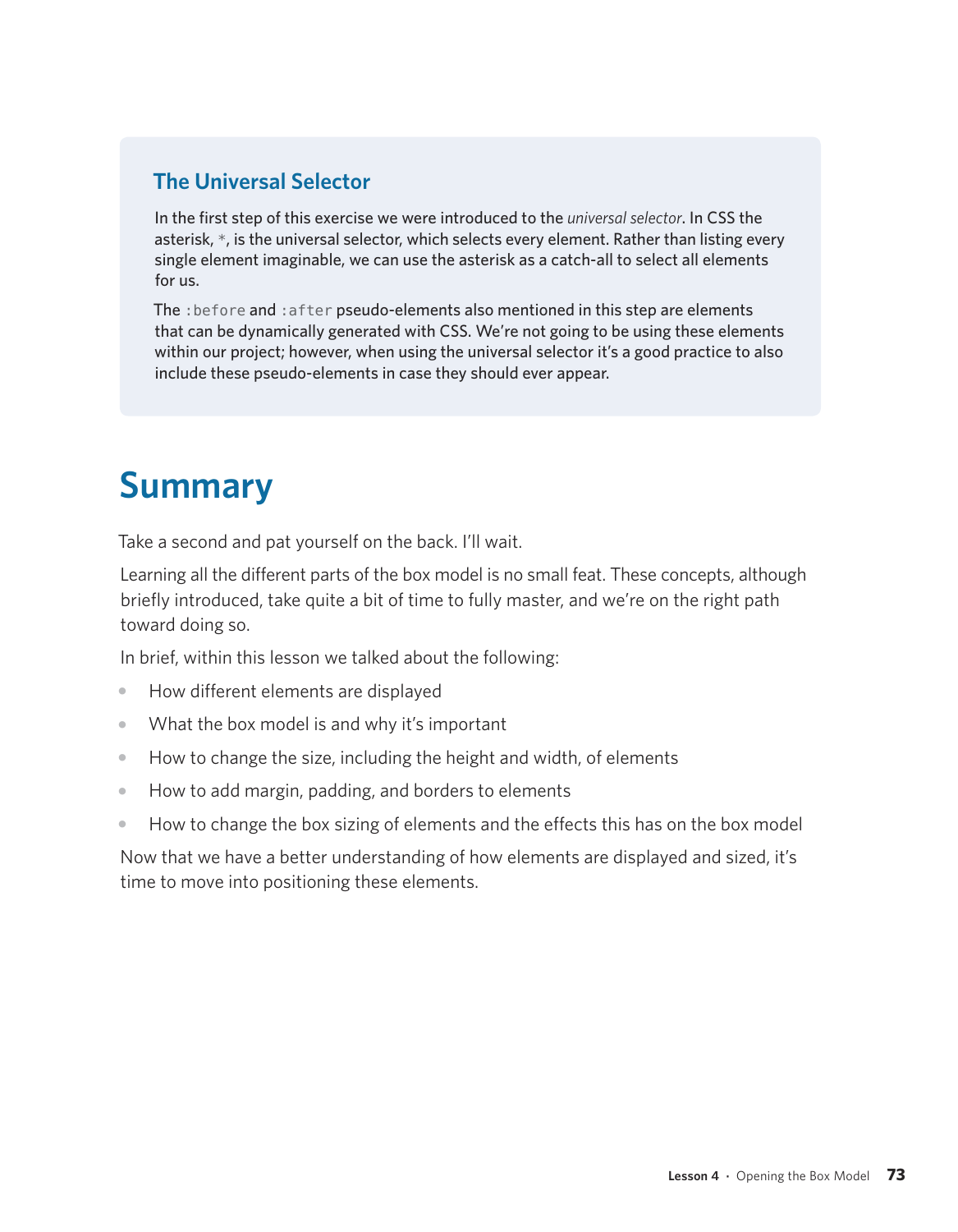### The Universal Selector

In the first step of this exercise we were introduced to the *universal selector*. In CSS the asterisk, `*`, is the universal selector, which selects every element. Rather than listing every single element imaginable, we can use the asterisk as a catch-all to select all elements for us.

The `:before` and `:after` pseudo-elements also mentioned in this step are elements that can be dynamically generated with CSS. We're not going to be using these elements within our project; however, when using the universal selector it's a good practice to also include these pseudo-elements in case they should ever appear.

# Summary

Take a second and pat yourself on the back. I'll wait.

Learning all the different parts of the box model is no small feat. These concepts, although briefly introduced, take quite a bit of time to fully master, and we're on the right path toward doing so.

In brief, within this lesson we talked about the following:

- How different elements are displayed
- What the box model is and why it's important
- How to change the size, including the height and width, of elements
- How to add margin, padding, and borders to elements
- How to change the box sizing of elements and the effects this has on the box model

Now that we have a better understanding of how elements are displayed and sized, it's time to move into positioning these elements.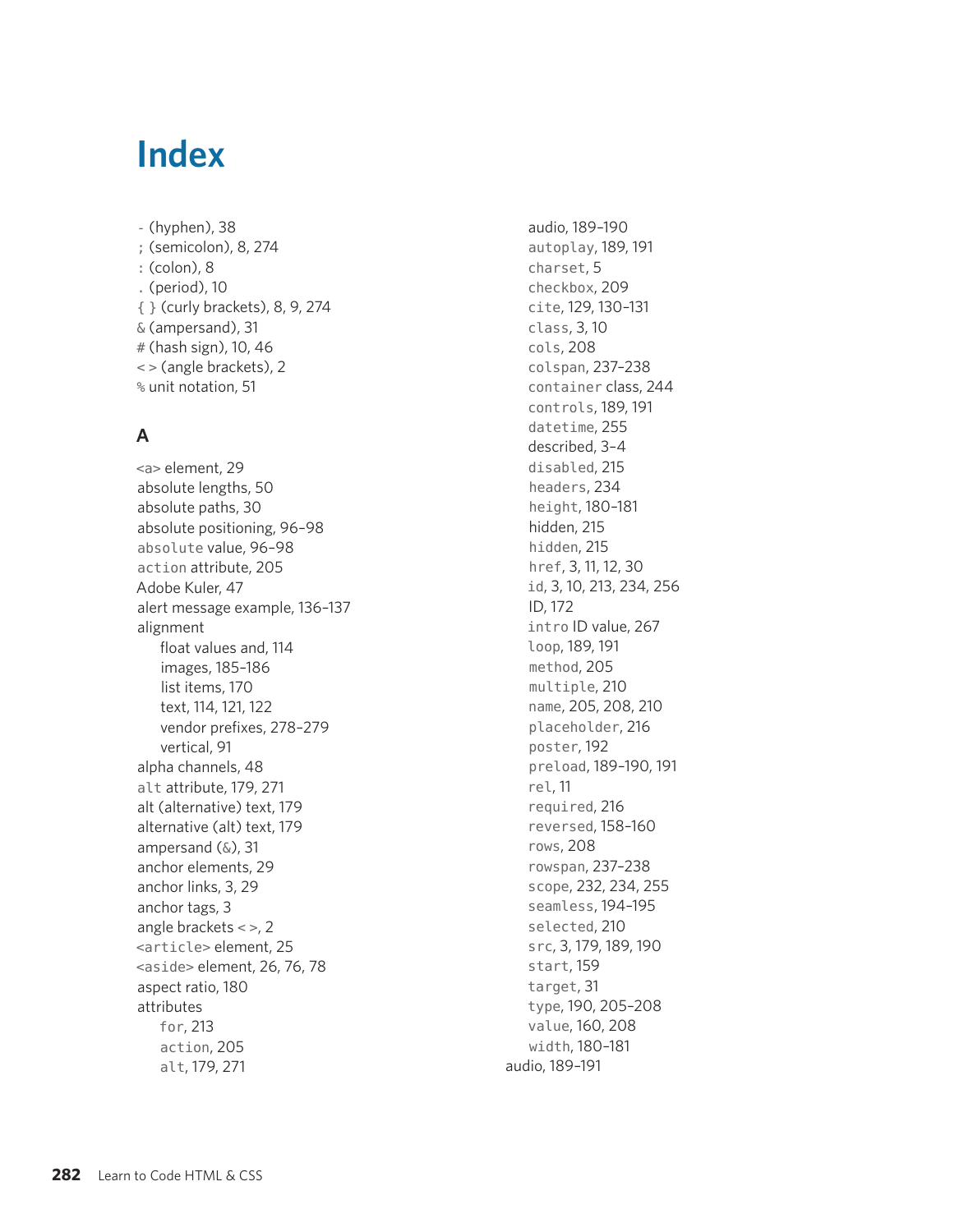# Index

- (hyphen), 38
; (semicolon), 8, 274
: (colon), 8
. (period), 10
{ } (curly brackets), 8, 9, 274
& (ampersand), 31
# (hash sign), 10, 46
< > (angle brackets), 2
% unit notation, 51

## A

<a> element, 29
absolute lengths, 50
absolute paths, 30
absolute positioning, 96–98
`absolute` value, 96–98
`action` attribute, 205
Adobe Kuler, 47
alert message example, 136–137
alignment
  float values and, 114
  images, 185–186
  list items, 170
  text, 114, 121, 122
  vendor prefixes, 278–279
  vertical, 91
alpha channels, 48
`alt` attribute, 179, 271
alt (alternative) text, 179
alternative (alt) text, 179
ampersand (&), 31
anchor elements, 29
anchor links, 3, 29
anchor tags, 3
angle brackets < >, 2
`<article>` element, 25
`<aside>` element, 26, 76, 78
aspect ratio, 180
attributes
  `for`, 213
  `action`, 205
  `alt`, 179, 271
  audio, 189–190
  `autoplay`, 189, 191
  `charset`, 5
  `checkbox`, 209
  `cite`, 129, 130–131
  `class`, 3, 10
  `cols`, 208
  `colspan`, 237–238
  `container` class, 244
  `controls`, 189, 191
  `datetime`, 255
  described, 3–4
  `disabled`, 215
  `headers`, 234
  `height`, 180–181
  hidden, 215
  `hidden`, 215
  `href`, 3, 11, 12, 30
  `id`, 3, 10, 213, 234, 256
  ID, 172
  `intro` ID value, 267
  `loop`, 189, 191
  `method`, 205
  `multiple`, 210
  `name`, 205, 208, 210
  `placeholder`, 216
  `poster`, 192
  `preload`, 189–190, 191
  `rel`, 11
  `required`, 216
  `reversed`, 158–160
  `rows`, 208
  `rowspan`, 237–238
  `scope`, 232, 234, 255
  `seamless`, 194–195
  `selected`, 210
  `src`, 3, 179, 189, 190
  `start`, 159
  `target`, 31
  `type`, 190, 205–208
  `value`, 160, 208
  `width`, 180–181
audio, 189–191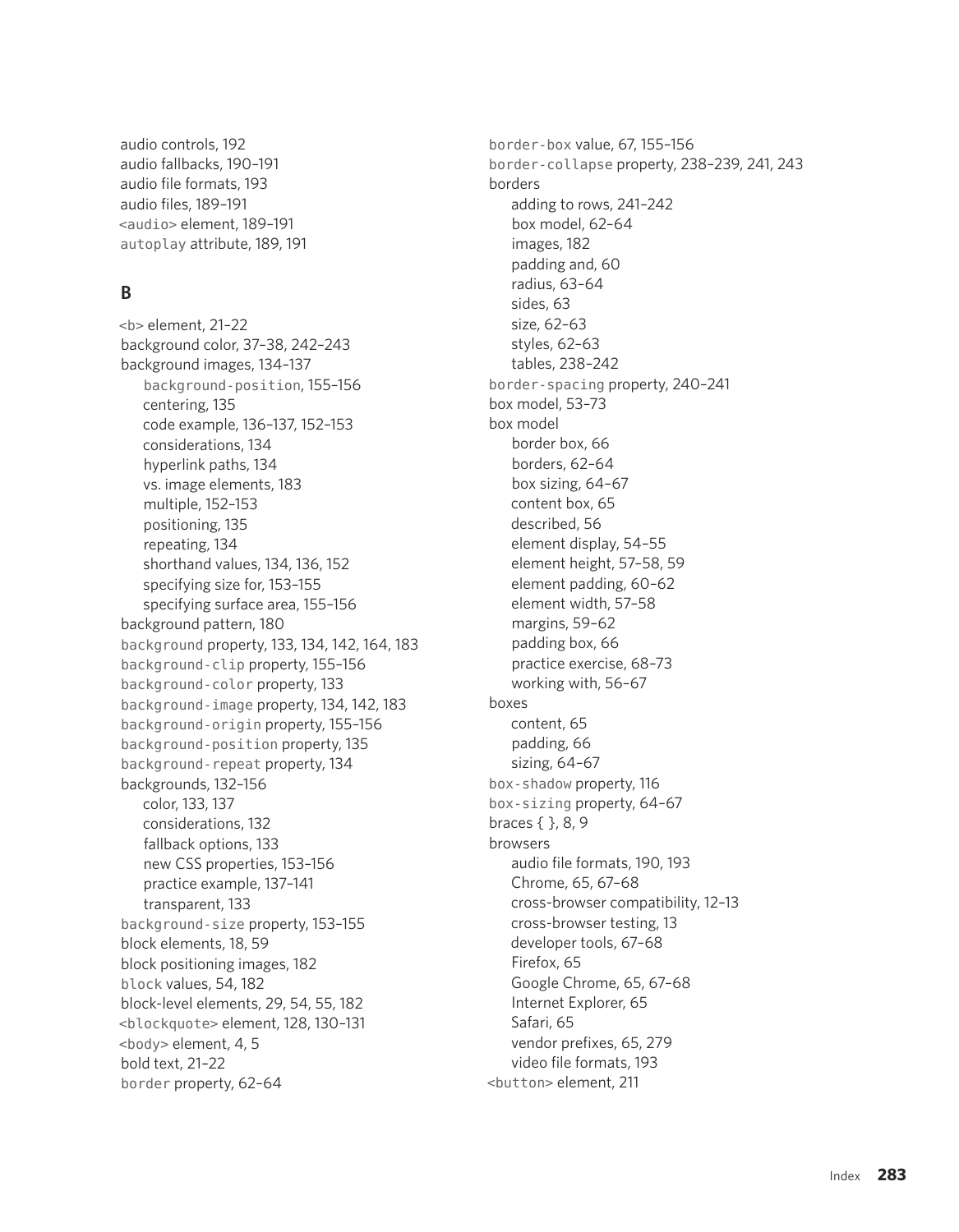audio controls, 192
audio fallbacks, 190–191
audio file formats, 193
audio files, 189–191
`<audio>` element, 189–191
`autoplay` attribute, 189, 191

## B

`<b>` element, 21–22
background color, 37–38, 242–243
background images, 134–137
- `background-position`, 155–156
- centering, 135
- code example, 136–137, 152–153
- considerations, 134
- hyperlink paths, 134
- vs. image elements, 183
- multiple, 152–153
- positioning, 135
- repeating, 134
- shorthand values, 134, 136, 152
- specifying size for, 153–155
- specifying surface area, 155–156

background pattern, 180
`background` property, 133, 134, 142, 164, 183
`background-clip` property, 155–156
`background-color` property, 133
`background-image` property, 134, 142, 183
`background-origin` property, 155–156
`background-position` property, 135
`background-repeat` property, 134
backgrounds, 132–156
- color, 133, 137
- considerations, 132
- fallback options, 133
- new CSS properties, 153–156
- practice example, 137–141
- transparent, 133

`background-size` property, 153–155
block elements, 18, 59
block positioning images, 182
`block` values, 54, 182
block-level elements, 29, 54, 55, 182
`<blockquote>` element, 128, 130–131
`<body>` element, 4, 5
bold text, 21–22
`border` property, 62–64
`border-box` value, 67, 155–156
`border-collapse` property, 238–239, 241, 243
borders
- adding to rows, 241–242
- box model, 62–64
- images, 182
- padding and, 60
- radius, 63–64
- sides, 63
- size, 62–63
- styles, 62–63
- tables, 238–242

`border-spacing` property, 240–241
box model, 53–73
box model
- border box, 66
- borders, 62–64
- box sizing, 64–67
- content box, 65
- described, 56
- element display, 54–55
- element height, 57–58, 59
- element padding, 60–62
- element width, 57–58
- margins, 59–62
- padding box, 66
- practice exercise, 68–73
- working with, 56–67

boxes
- content, 65
- padding, 66
- sizing, 64–67

`box-shadow` property, 116
`box-sizing` property, 64–67
braces { }, 8, 9
browsers
- audio file formats, 190, 193
- Chrome, 65, 67–68
- cross-browser compatibility, 12–13
- cross-browser testing, 13
- developer tools, 67–68
- Firefox, 65
- Google Chrome, 65, 67–68
- Internet Explorer, 65
- Safari, 65
- vendor prefixes, 65, 279
- video file formats, 193

`<button>` element, 211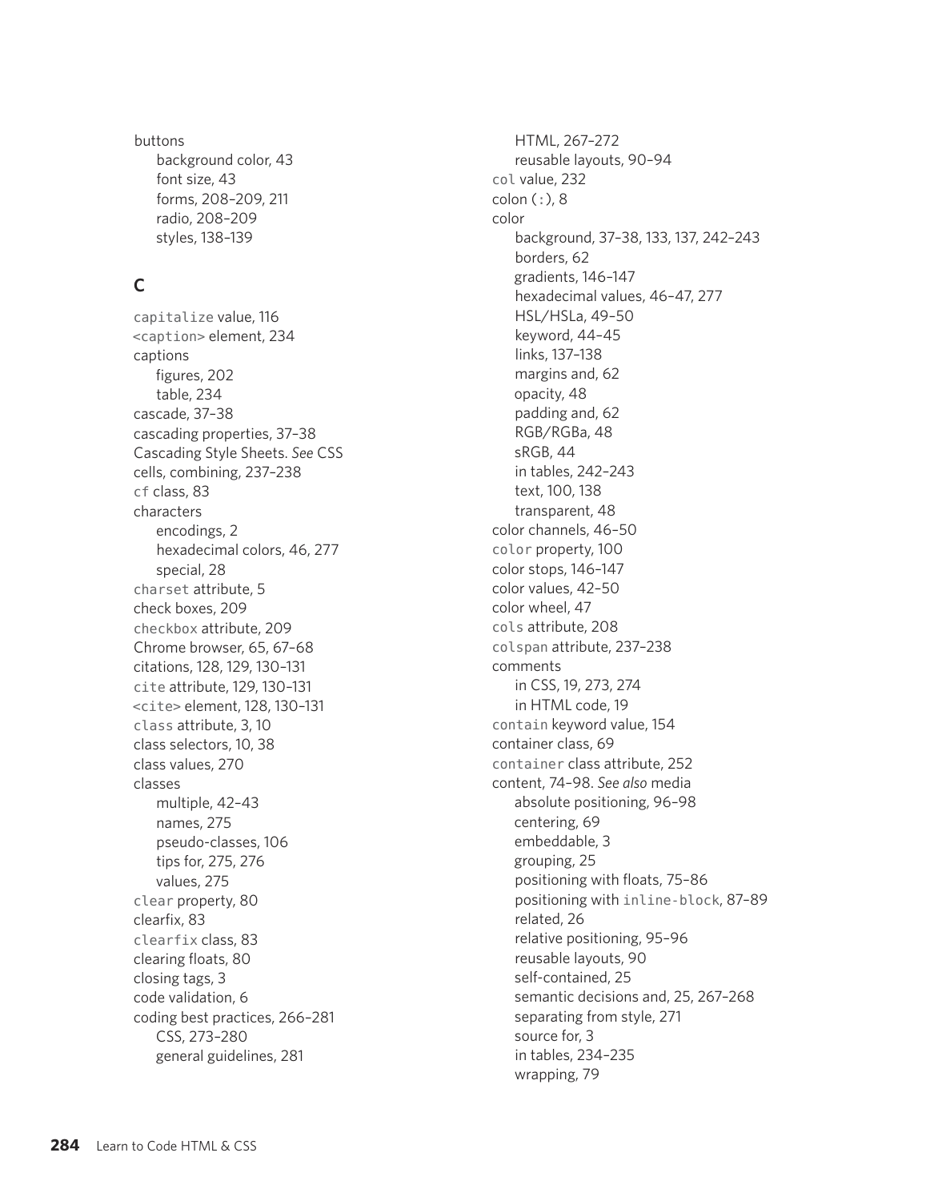buttons
- background color, 43
- font size, 43
- forms, 208–209, 211
- radio, 208–209
- styles, 138–139

## C

`capitalize` value, 116

`<caption>` element, 234

captions
- figures, 202
- table, 234

cascade, 37–38

cascading properties, 37–38

Cascading Style Sheets. *See* CSS

cells, combining, 237–238

`cf` class, 83

characters
- encodings, 2
- hexadecimal colors, 46, 277
- special, 28

`charset` attribute, 5

check boxes, 209

`checkbox` attribute, 209

Chrome browser, 65, 67–68

citations, 128, 129, 130–131

`cite` attribute, 129, 130–131

`<cite>` element, 128, 130–131

`class` attribute, 3, 10

class selectors, 10, 38

class values, 270

classes
- multiple, 42–43
- names, 275
- pseudo-classes, 106
- tips for, 275, 276
- values, 275

`clear` property, 80

clearfix, 83

`clearfix` class, 83

clearing floats, 80

closing tags, 3

code validation, 6

coding best practices, 266–281
- CSS, 273–280
- general guidelines, 281
- HTML, 267–272
- reusable layouts, 90–94

`col` value, 232

colon (`:`), 8

color
- background, 37–38, 133, 137, 242–243
- borders, 62
- gradients, 146–147
- hexadecimal values, 46–47, 277
- HSL/HSLa, 49–50
- keyword, 44–45
- links, 137–138
- margins and, 62
- opacity, 48
- padding and, 62
- RGB/RGBa, 48
- sRGB, 44
- in tables, 242–243
- text, 100, 138
- transparent, 48

color channels, 46–50

`color` property, 100

color stops, 146–147

color values, 42–50

color wheel, 47

`cols` attribute, 208

`colspan` attribute, 237–238

comments
- in CSS, 19, 273, 274
- in HTML code, 19

`contain` keyword value, 154

container class, 69

`container` class attribute, 252

content, 74–98. *See also* media
- absolute positioning, 96–98
- centering, 69
- embeddable, 3
- grouping, 25
- positioning with floats, 75–86
- positioning with `inline-block`, 87–89
- related, 26
- relative positioning, 95–96
- reusable layouts, 90
- self-contained, 25
- semantic decisions and, 25, 267–268
- separating from style, 271
- source for, 3
- in tables, 234–235
- wrapping, 79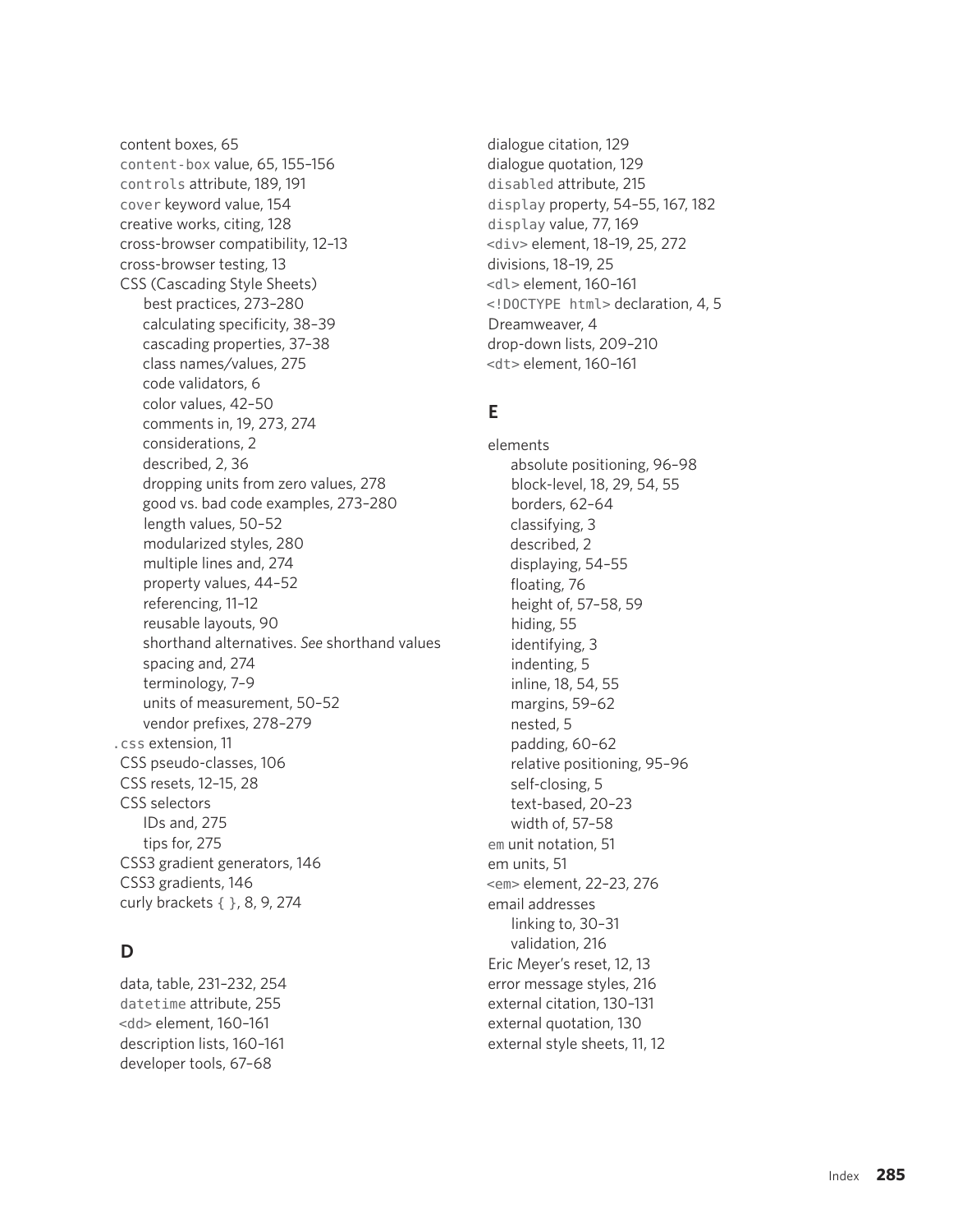content boxes, 65
`content-box` value, 65, 155–156
`controls` attribute, 189, 191
`cover` keyword value, 154
creative works, citing, 128
cross-browser compatibility, 12–13
cross-browser testing, 13
CSS (Cascading Style Sheets)
- best practices, 273–280
- calculating specificity, 38–39
- cascading properties, 37–38
- class names/values, 275
- code validators, 6
- color values, 42–50
- comments in, 19, 273, 274
- considerations, 2
- described, 2, 36
- dropping units from zero values, 278
- good vs. bad code examples, 273–280
- length values, 50–52
- modularized styles, 280
- multiple lines and, 274
- property values, 44–52
- referencing, 11–12
- reusable layouts, 90
- shorthand alternatives. *See* shorthand values
- spacing and, 274
- terminology, 7–9
- units of measurement, 50–52
- vendor prefixes, 278–279

`.css` extension, 11
CSS pseudo-classes, 106
CSS resets, 12–15, 28
CSS selectors
- IDs and, 275
- tips for, 275

CSS3 gradient generators, 146
CSS3 gradients, 146
curly brackets `{ }`, 8, 9, 274

## D

data, table, 231–232, 254
`datetime` attribute, 255
`<dd>` element, 160–161
description lists, 160–161
developer tools, 67–68
dialogue citation, 129
dialogue quotation, 129
`disabled` attribute, 215
`display` property, 54–55, 167, 182
`display` value, 77, 169
`<div>` element, 18–19, 25, 272
divisions, 18–19, 25
`<dl>` element, 160–161
`<!DOCTYPE html>` declaration, 4, 5
Dreamweaver, 4
drop-down lists, 209–210
`<dt>` element, 160–161

## E

elements
- absolute positioning, 96–98
- block-level, 18, 29, 54, 55
- borders, 62–64
- classifying, 3
- described, 2
- displaying, 54–55
- floating, 76
- height of, 57–58, 59
- hiding, 55
- identifying, 3
- indenting, 5
- inline, 18, 54, 55
- margins, 59–62
- nested, 5
- padding, 60–62
- relative positioning, 95–96
- self-closing, 5
- text-based, 20–23
- width of, 57–58

`em` unit notation, 51
em units, 51
`<em>` element, 22–23, 276
email addresses
- linking to, 30–31
- validation, 216

Eric Meyer's reset, 12, 13
error message styles, 216
external citation, 130–131
external quotation, 130
external style sheets, 11, 12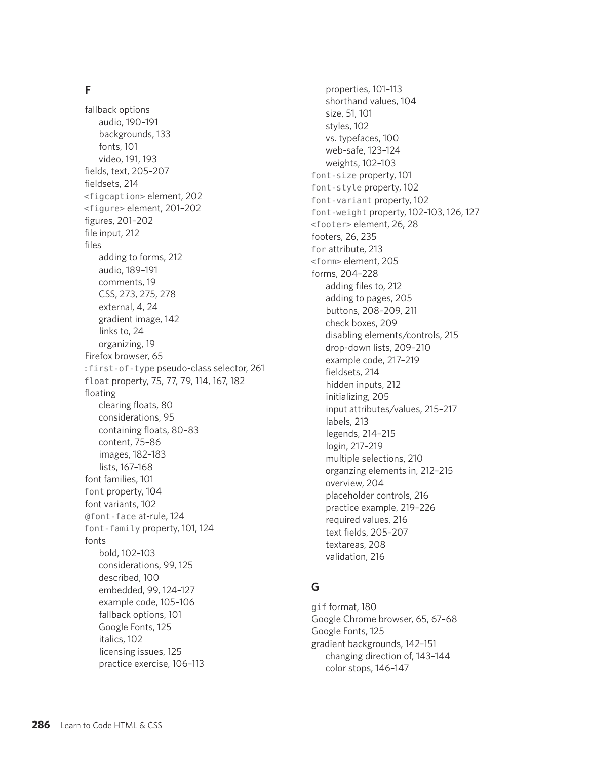## F

- fallback options
  - audio, 190–191
  - backgrounds, 133
  - fonts, 101
  - video, 191, 193
- fields, text, 205–207
- fieldsets, 214
- `<figcaption>` element, 202
- `<figure>` element, 201–202
- figures, 201–202
- file input, 212
- files
  - adding to forms, 212
  - audio, 189–191
  - comments, 19
  - CSS, 273, 275, 278
  - external, 4, 24
  - gradient image, 142
  - links to, 24
  - organizing, 19
- Firefox browser, 65
- `:first-of-type` pseudo-class selector, 261
- `float` property, 75, 77, 79, 114, 167, 182
- floating
  - clearing floats, 80
  - considerations, 95
  - containing floats, 80–83
  - content, 75–86
  - images, 182–183
  - lists, 167–168
- font families, 101
- `font` property, 104
- font variants, 102
- `@font-face` at-rule, 124
- `font-family` property, 101, 124
- fonts
  - bold, 102–103
  - considerations, 99, 125
  - described, 100
  - embedded, 99, 124–127
  - example code, 105–106
  - fallback options, 101
  - Google Fonts, 125
  - italics, 102
  - licensing issues, 125
  - practice exercise, 106–113
  - properties, 101–113
  - shorthand values, 104
  - size, 51, 101
  - styles, 102
  - vs. typefaces, 100
  - web-safe, 123–124
  - weights, 102–103
- `font-size` property, 101
- `font-style` property, 102
- `font-variant` property, 102
- `font-weight` property, 102–103, 126, 127
- `<footer>` element, 26, 28
- footers, 26, 235
- `for` attribute, 213
- `<form>` element, 205
- forms, 204–228
  - adding files to, 212
  - adding to pages, 205
  - buttons, 208–209, 211
  - check boxes, 209
  - disabling elements/controls, 215
  - drop-down lists, 209–210
  - example code, 217–219
  - fieldsets, 214
  - hidden inputs, 212
  - initializing, 205
  - input attributes/values, 215–217
  - labels, 213
  - legends, 214–215
  - login, 217–219
  - multiple selections, 210
  - organzing elements in, 212–215
  - overview, 204
  - placeholder controls, 216
  - practice example, 219–226
  - required values, 216
  - text fields, 205–207
  - textareas, 208
  - validation, 216

## G

- `gif` format, 180
- Google Chrome browser, 65, 67–68
- Google Fonts, 125
- gradient backgrounds, 142–151
  - changing direction of, 143–144
  - color stops, 146–147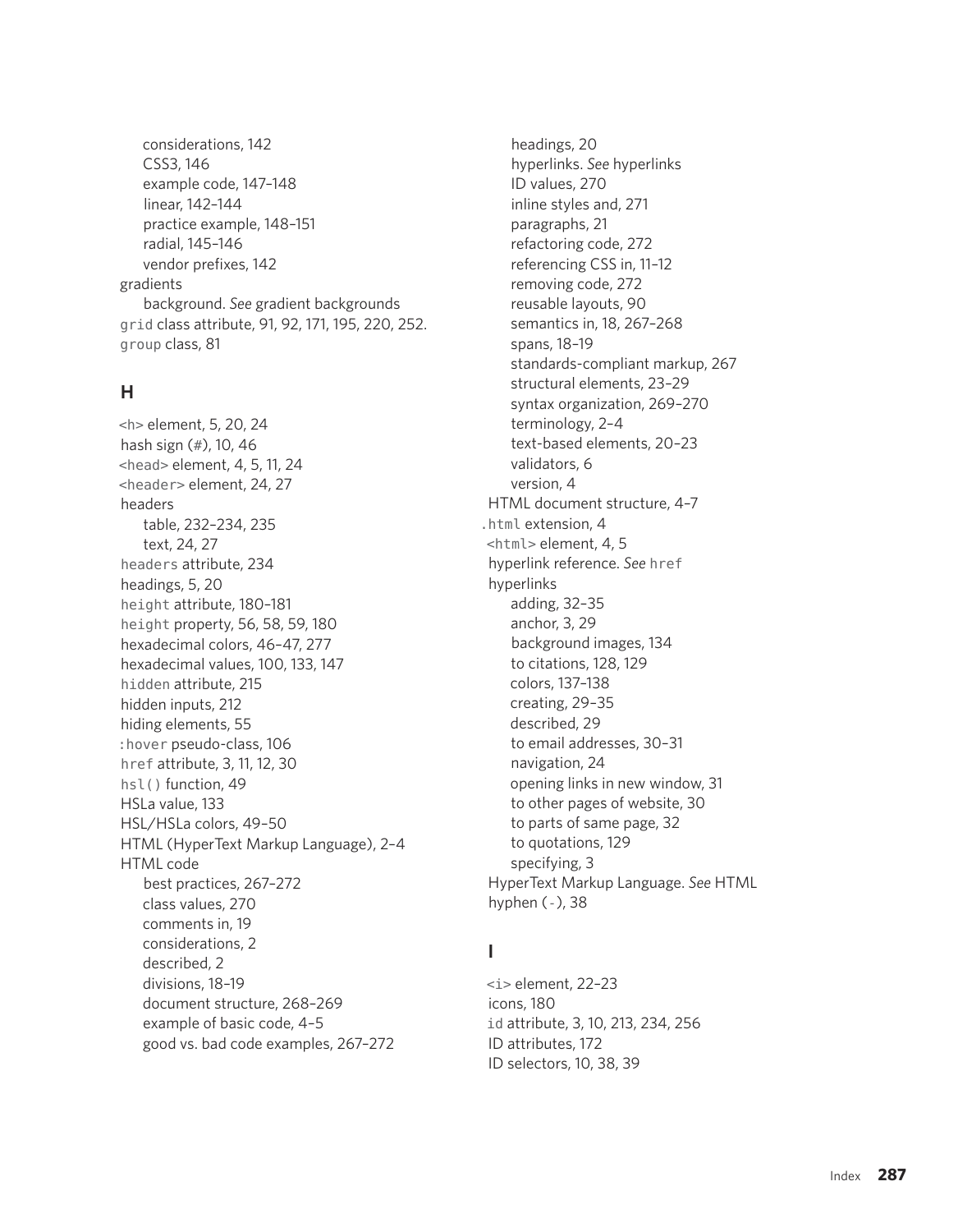- considerations, 142
- CSS3, 146
- example code, 147–148
- linear, 142–144
- practice example, 148–151
- radial, 145–146
- vendor prefixes, 142

gradients
- background. *See* gradient backgrounds

`grid` class attribute, 91, 92, 171, 195, 220, 252.
`group` class, 81

## H

`<h>` element, 5, 20, 24
hash sign (#), 10, 46
`<head>` element, 4, 5, 11, 24
`<header>` element, 24, 27
headers
- table, 232–234, 235
- text, 24, 27

`headers` attribute, 234
headings, 5, 20
`height` attribute, 180–181
`height` property, 56, 58, 59, 180
hexadecimal colors, 46–47, 277
hexadecimal values, 100, 133, 147
`hidden` attribute, 215
hidden inputs, 212
hiding elements, 55
`:hover` pseudo-class, 106
`href` attribute, 3, 11, 12, 30
`hsl()` function, 49
HSLa value, 133
HSL/HSLa colors, 49–50
HTML (HyperText Markup Language), 2–4
HTML code
- best practices, 267–272
- class values, 270
- comments in, 19
- considerations, 2
- described, 2
- divisions, 18–19
- document structure, 268–269
- example of basic code, 4–5
- good vs. bad code examples, 267–272
- headings, 20
- hyperlinks. *See* hyperlinks
- ID values, 270
- inline styles and, 271
- paragraphs, 21
- refactoring code, 272
- referencing CSS in, 11–12
- removing code, 272
- reusable layouts, 90
- semantics in, 18, 267–268
- spans, 18–19
- standards-compliant markup, 267
- structural elements, 23–29
- syntax organization, 269–270
- terminology, 2–4
- text-based elements, 20–23
- validators, 6
- version, 4

HTML document structure, 4–7
`.html` extension, 4
`<html>` element, 4, 5
hyperlink reference. *See* `href`
hyperlinks
- adding, 32–35
- anchor, 3, 29
- background images, 134
- to citations, 128, 129
- colors, 137–138
- creating, 29–35
- described, 29
- to email addresses, 30–31
- navigation, 24
- opening links in new window, 31
- to other pages of website, 30
- to parts of same page, 32
- to quotations, 129
- specifying, 3

HyperText Markup Language. *See* HTML
hyphen (`-`), 38

## I

`<i>` element, 22–23
icons, 180
`id` attribute, 3, 10, 213, 234, 256
ID attributes, 172
ID selectors, 10, 38, 39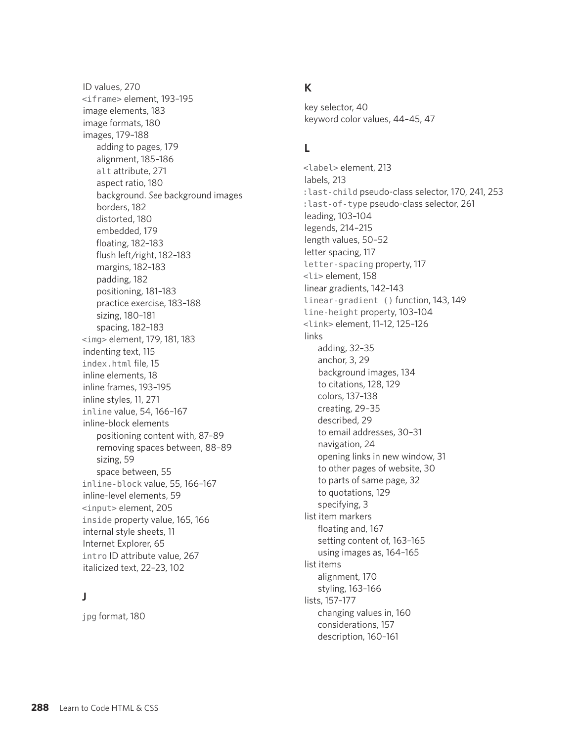ID values, 270
`<iframe>` element, 193–195
image elements, 183
image formats, 180
images, 179–188
- adding to pages, 179
- alignment, 185–186
- `alt` attribute, 271
- aspect ratio, 180
- background. *See* background images
- borders, 182
- distorted, 180
- embedded, 179
- floating, 182–183
- flush left/right, 182–183
- margins, 182–183
- padding, 182
- positioning, 181–183
- practice exercise, 183–188
- sizing, 180–181
- spacing, 182–183

`<img>` element, 179, 181, 183
indenting text, 115
`index.html` file, 15
inline elements, 18
inline frames, 193–195
inline styles, 11, 271
`inline` value, 54, 166–167
inline-block elements
- positioning content with, 87–89
- removing spaces between, 88–89
- sizing, 59
- space between, 55

`inline-block` value, 55, 166–167
inline-level elements, 59
`<input>` element, 205
`inside` property value, 165, 166
internal style sheets, 11
Internet Explorer, 65
`intro` ID attribute value, 267
italicized text, 22–23, 102

## J

`jpg` format, 180

## K

key selector, 40
keyword color values, 44–45, 47

## L

`<label>` element, 213
labels, 213
`:last-child` pseudo-class selector, 170, 241, 253
`:last-of-type` pseudo-class selector, 261
leading, 103–104
legends, 214–215
length values, 50–52
letter spacing, 117
`letter-spacing` property, 117
`<li>` element, 158
linear gradients, 142–143
`linear-gradient ()` function, 143, 149
`line-height` property, 103–104
`<link>` element, 11–12, 125–126
links
- adding, 32–35
- anchor, 3, 29
- background images, 134
- to citations, 128, 129
- colors, 137–138
- creating, 29–35
- described, 29
- to email addresses, 30–31
- navigation, 24
- opening links in new window, 31
- to other pages of website, 30
- to parts of same page, 32
- to quotations, 129
- specifying, 3

list item markers
- floating and, 167
- setting content of, 163–165
- using images as, 164–165

list items
- alignment, 170
- styling, 163–166

lists, 157–177
- changing values in, 160
- considerations, 157
- description, 160–161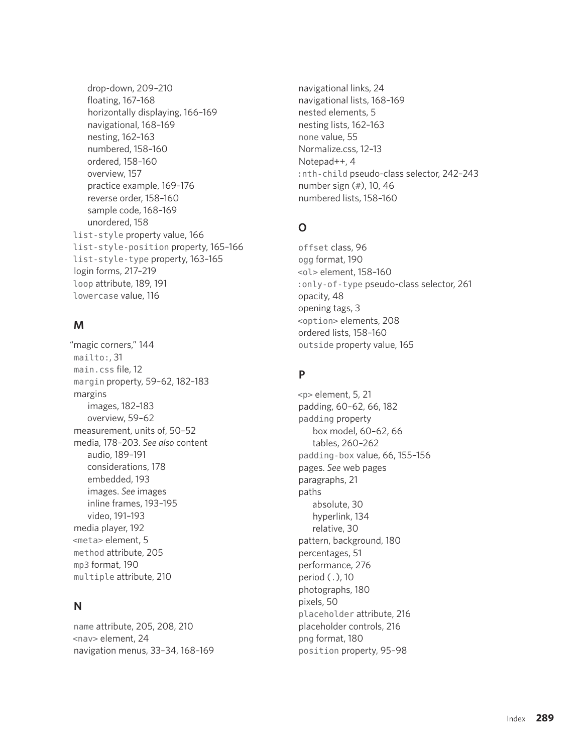- drop-down, 209–210
- floating, 167–168
- horizontally displaying, 166–169
- navigational, 168–169
- nesting, 162–163
- numbered, 158–160
- ordered, 158–160
- overview, 157
- practice example, 169–176
- reverse order, 158–160
- sample code, 168–169
- unordered, 158

list-style property value, 166
list-style-position property, 165–166
list-style-type property, 163–165
login forms, 217–219
loop attribute, 189, 191
lowercase value, 116

## M

"magic corners," 144
mailto:, 31
main.css file, 12
margin property, 59–62, 182–183
margins
- images, 182–183
- overview, 59–62

measurement, units of, 50–52
media, 178–203. *See also* content
- audio, 189–191
- considerations, 178
- embedded, 193
- images. *See* images
- inline frames, 193–195
- video, 191–193

media player, 192
<meta> element, 5
method attribute, 205
mp3 format, 190
multiple attribute, 210

## N

name attribute, 205, 208, 210
<nav> element, 24
navigation menus, 33–34, 168–169
navigational links, 24
navigational lists, 168–169
nested elements, 5
nesting lists, 162–163
none value, 55
Normalize.css, 12–13
Notepad++, 4
:nth-child pseudo-class selector, 242–243
number sign (#), 10, 46
numbered lists, 158–160

## O

offset class, 96
ogg format, 190
<ol> element, 158–160
:only-of-type pseudo-class selector, 261
opacity, 48
opening tags, 3
<option> elements, 208
ordered lists, 158–160
outside property value, 165

## P

<p> element, 5, 21
padding, 60–62, 66, 182
padding property
- box model, 60–62, 66
- tables, 260–262

padding-box value, 66, 155–156
pages. *See* web pages
paragraphs, 21
paths
- absolute, 30
- hyperlink, 134
- relative, 30

pattern, background, 180
percentages, 51
performance, 276
period (.), 10
photographs, 180
pixels, 50
placeholder attribute, 216
placeholder controls, 216
png format, 180
position property, 95–98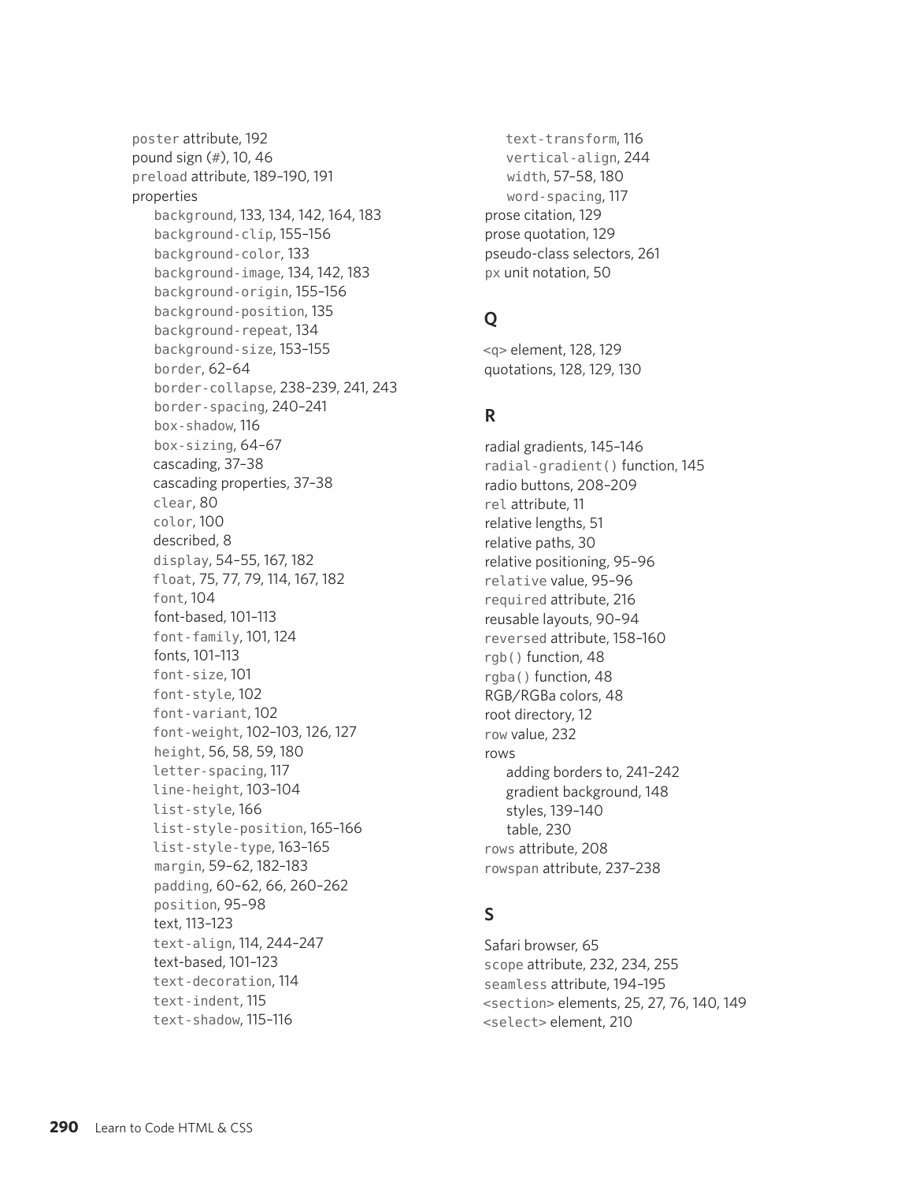poster attribute, 192
pound sign (#), 10, 46
preload attribute, 189–190, 191
properties
  - background, 133, 134, 142, 164, 183
  - background-clip, 155–156
  - background-color, 133
  - background-image, 134, 142, 183
  - background-origin, 155–156
  - background-position, 135
  - background-repeat, 134
  - background-size, 153–155
  - border, 62–64
  - border-collapse, 238–239, 241, 243
  - border-spacing, 240–241
  - box-shadow, 116
  - box-sizing, 64–67
  - cascading, 37–38
  - cascading properties, 37–38
  - clear, 80
  - color, 100
  - described, 8
  - display, 54–55, 167, 182
  - float, 75, 77, 79, 114, 167, 182
  - font, 104
  - font-based, 101–113
  - font-family, 101, 124
  - fonts, 101–113
  - font-size, 101
  - font-style, 102
  - font-variant, 102
  - font-weight, 102–103, 126, 127
  - height, 56, 58, 59, 180
  - letter-spacing, 117
  - line-height, 103–104
  - list-style, 166
  - list-style-position, 165–166
  - list-style-type, 163–165
  - margin, 59–62, 182–183
  - padding, 60–62, 66, 260–262
  - position, 95–98
  - text, 113–123
  - text-align, 114, 244–247
  - text-based, 101–123
  - text-decoration, 114
  - text-indent, 115
  - text-shadow, 115–116
  - text-transform, 116
  - vertical-align, 244
  - width, 57–58, 180
  - word-spacing, 117

prose citation, 129
prose quotation, 129
pseudo-class selectors, 261
px unit notation, 50

## Q

<q> element, 128, 129
quotations, 128, 129, 130

## R

radial gradients, 145–146
radial-gradient() function, 145
radio buttons, 208–209
rel attribute, 11
relative lengths, 51
relative paths, 30
relative positioning, 95–96
relative value, 95–96
required attribute, 216
reusable layouts, 90–94
reversed attribute, 158–160
rgb() function, 48
rgba() function, 48
RGB/RGBa colors, 48
root directory, 12
row value, 232
rows
  - adding borders to, 241–242
  - gradient background, 148
  - styles, 139–140
  - table, 230

rows attribute, 208
rowspan attribute, 237–238

## S

Safari browser, 65
scope attribute, 232, 234, 255
seamless attribute, 194–195
<section> elements, 25, 27, 76, 140, 149
<select> element, 210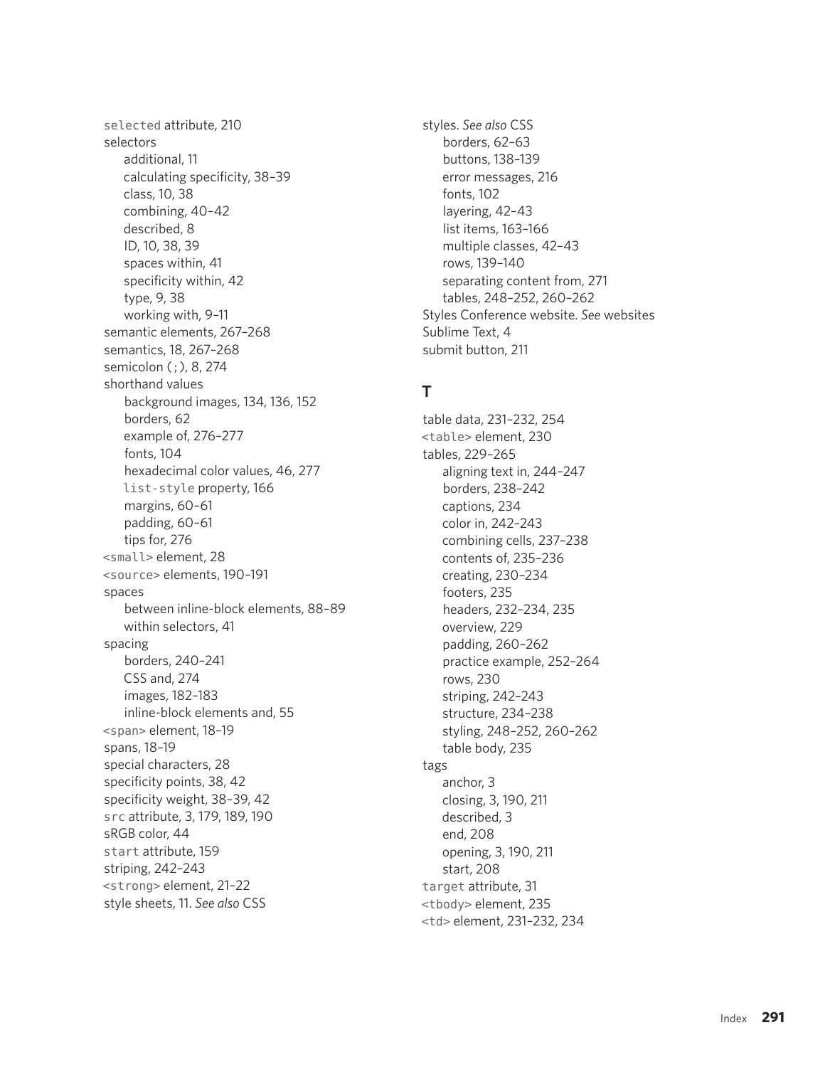selected attribute, 210
selectors
  additional, 11
  calculating specificity, 38–39
  class, 10, 38
  combining, 40–42
  described, 8
  ID, 10, 38, 39
  spaces within, 41
  specificity within, 42
  type, 9, 38
  working with, 9–11
semantic elements, 267–268
semantics, 18, 267–268
semicolon (;), 8, 274
shorthand values
  background images, 134, 136, 152
  borders, 62
  example of, 276–277
  fonts, 104
  hexadecimal color values, 46, 277
  list-style property, 166
  margins, 60–61
  padding, 60–61
  tips for, 276
<small> element, 28
<source> elements, 190–191
spaces
  between inline-block elements, 88–89
  within selectors, 41
spacing
  borders, 240–241
  CSS and, 274
  images, 182–183
  inline-block elements and, 55
<span> element, 18–19
spans, 18–19
special characters, 28
specificity points, 38, 42
specificity weight, 38–39, 42
src attribute, 3, 179, 189, 190
sRGB color, 44
start attribute, 159
striping, 242–243
<strong> element, 21–22
style sheets, 11. *See also* CSS

styles. *See also* CSS
  borders, 62–63
  buttons, 138–139
  error messages, 216
  fonts, 102
  layering, 42–43
  list items, 163–166
  multiple classes, 42–43
  rows, 139–140
  separating content from, 271
  tables, 248–252, 260–262
Styles Conference website. *See* websites
Sublime Text, 4
submit button, 211

## T

table data, 231–232, 254
<table> element, 230
tables, 229–265
  aligning text in, 244–247
  borders, 238–242
  captions, 234
  color in, 242–243
  combining cells, 237–238
  contents of, 235–236
  creating, 230–234
  footers, 235
  headers, 232–234, 235
  overview, 229
  padding, 260–262
  practice example, 252–264
  rows, 230
  striping, 242–243
  structure, 234–238
  styling, 248–252, 260–262
  table body, 235
tags
  anchor, 3
  closing, 3, 190, 211
  described, 3
  end, 208
  opening, 3, 190, 211
  start, 208
target attribute, 31
<tbody> element, 235
<td> element, 231–232, 234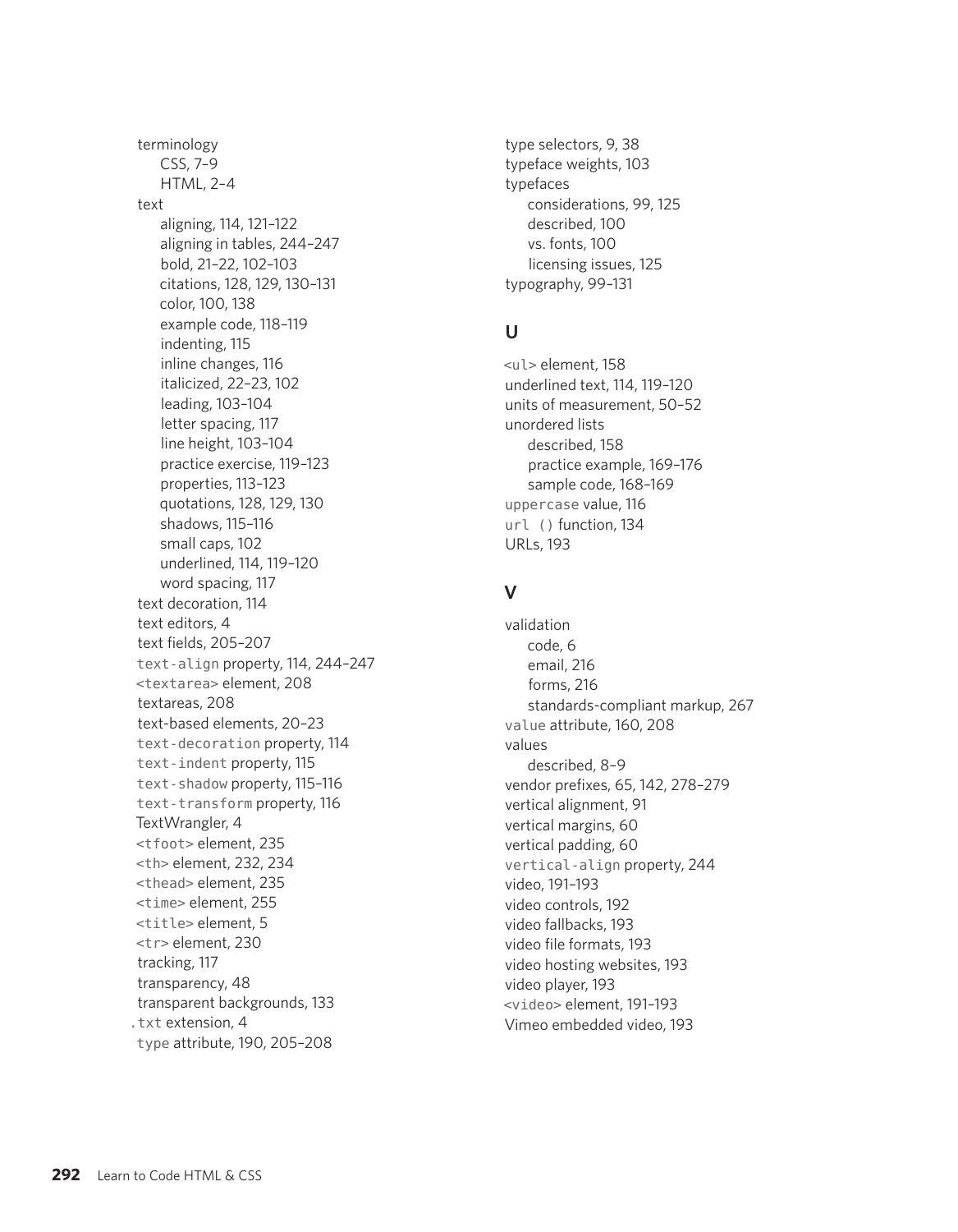terminology
- CSS, 7–9
- HTML, 2–4

text
- aligning, 114, 121–122
- aligning in tables, 244–247
- bold, 21–22, 102–103
- citations, 128, 129, 130–131
- color, 100, 138
- example code, 118–119
- indenting, 115
- inline changes, 116
- italicized, 22–23, 102
- leading, 103–104
- letter spacing, 117
- line height, 103–104
- practice exercise, 119–123
- properties, 113–123
- quotations, 128, 129, 130
- shadows, 115–116
- small caps, 102
- underlined, 114, 119–120
- word spacing, 117

text decoration, 114
text editors, 4
text fields, 205–207
`text-align` property, 114, 244–247
`<textarea>` element, 208
textareas, 208
text-based elements, 20–23
`text-decoration` property, 114
`text-indent` property, 115
`text-shadow` property, 115–116
`text-transform` property, 116
TextWrangler, 4
`<tfoot>` element, 235
`<th>` element, 232, 234
`<thead>` element, 235
`<time>` element, 255
`<title>` element, 5
`<tr>` element, 230
tracking, 117
transparency, 48
transparent backgrounds, 133
`.txt` extension, 4
`type` attribute, 190, 205–208
type selectors, 9, 38
typeface weights, 103

typefaces
- considerations, 99, 125
- described, 100
- vs. fonts, 100
- licensing issues, 125

typography, 99–131

## U

`<ul>` element, 158
underlined text, 114, 119–120
units of measurement, 50–52

unordered lists
- described, 158
- practice example, 169–176
- sample code, 168–169

`uppercase` value, 116
`url ()` function, 134
URLs, 193

## V

validation
- code, 6
- email, 216
- forms, 216
- standards-compliant markup, 267

`value` attribute, 160, 208

values
- described, 8–9

vendor prefixes, 65, 142, 278–279
vertical alignment, 91
vertical margins, 60
vertical padding, 60
`vertical-align` property, 244
video, 191–193
video controls, 192
video fallbacks, 193
video file formats, 193
video hosting websites, 193
video player, 193
`<video>` element, 191–193
Vimeo embedded video, 193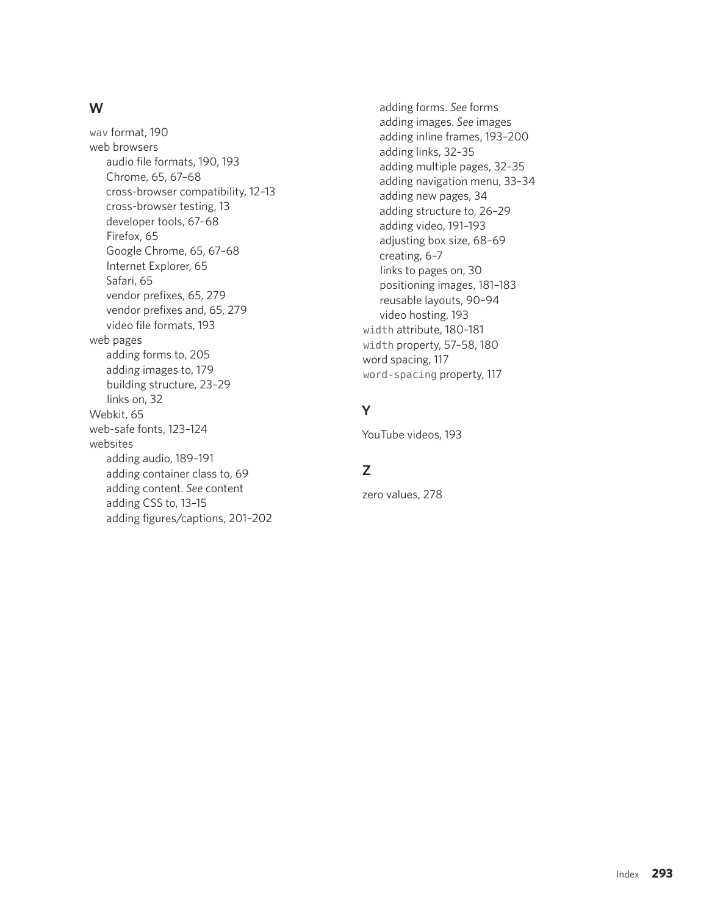## W

`wav` format, 190
web browsers
- audio file formats, 190, 193
- Chrome, 65, 67–68
- cross-browser compatibility, 12–13
- cross-browser testing, 13
- developer tools, 67–68
- Firefox, 65
- Google Chrome, 65, 67–68
- Internet Explorer, 65
- Safari, 65
- vendor prefixes, 65, 279
- vendor prefixes and, 65, 279
- video file formats, 193

web pages
- adding forms to, 205
- adding images to, 179
- building structure, 23–29
- links on, 32

Webkit, 65
web-safe fonts, 123–124
websites
- adding audio, 189–191
- adding container class to, 69
- adding content. *See* content
- adding CSS to, 13–15
- adding figures/captions, 201–202
- adding forms. *See* forms
- adding images. *See* images
- adding inline frames, 193–200
- adding links, 32–35
- adding multiple pages, 32–35
- adding navigation menu, 33–34
- adding new pages, 34
- adding structure to, 26–29
- adding video, 191–193
- adjusting box size, 68–69
- creating, 6–7
- links to pages on, 30
- positioning images, 181–183
- reusable layouts, 90–94
- video hosting, 193

`width` attribute, 180–181
`width` property, 57–58, 180
word spacing, 117
`word-spacing` property, 117

## Y

YouTube videos, 193

## Z

zero values, 278